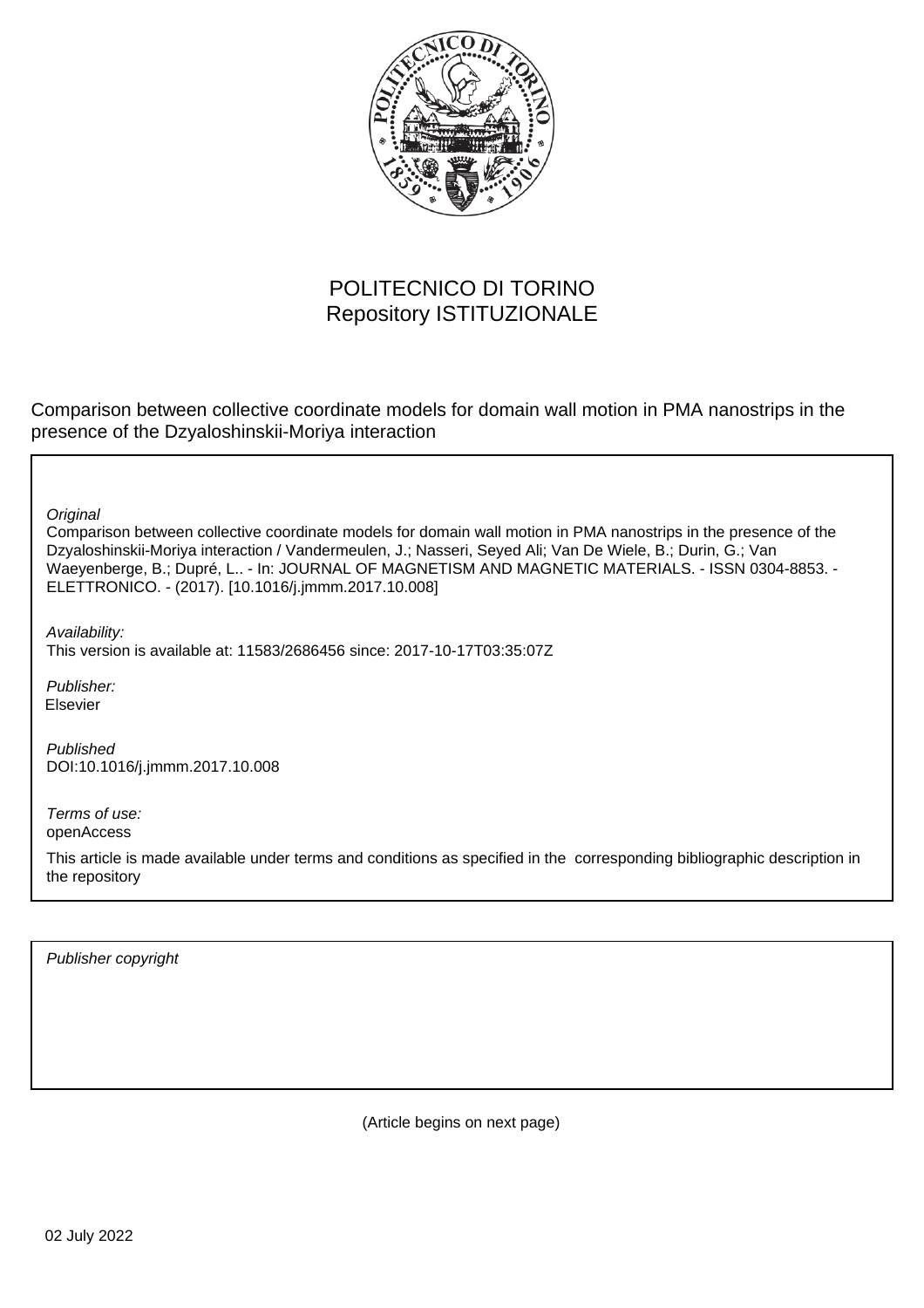POLITECNICO DI TORINO
Repository ISTITUZIONALE

Comparison between collective coordinate models for domain wall motion in PMA nanostrips in the presence of the Dzyaloshinskii-Moriya interaction

*Original*
Comparison between collective coordinate models for domain wall motion in PMA nanostrips in the presence of the Dzyaloshinskii-Moriya interaction / Vandermeulen, J.; Nasseri, Seyed Ali; Van De Wiele, B.; Durin, G.; Van Waeyenberge, B.; Dupré, L.. - In: JOURNAL OF MAGNETISM AND MAGNETIC MATERIALS. - ISSN 0304-8853. - ELETTRONICO. - (2017). [10.1016/j.jmmm.2017.10.008]

*Availability:*
This version is available at: 11583/2686456 since: 2017-10-17T03:35:07Z

*Publisher:*
Elsevier

*Published*
DOI:10.1016/j.jmmm.2017.10.008

*Terms of use:*
openAccess

This article is made available under terms and conditions as specified in the corresponding bibliographic description in the repository

*Publisher copyright*

(Article begins on next page)

02 July 2022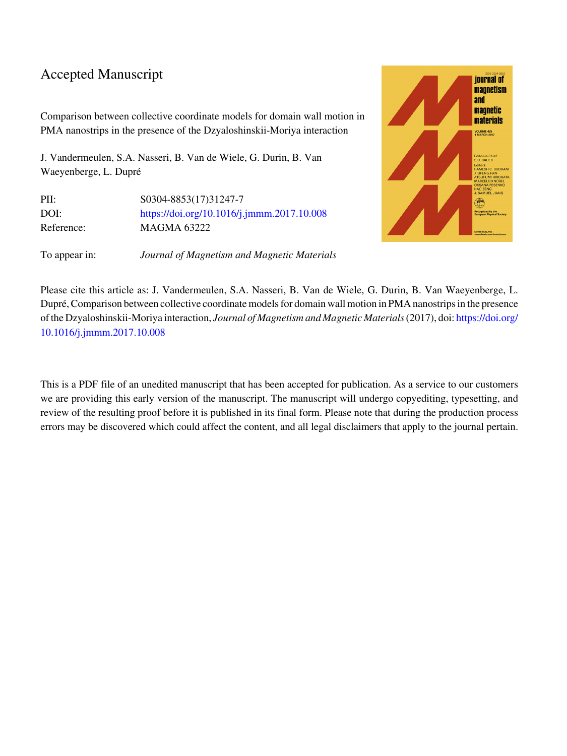# Accepted Manuscript

Comparison between collective coordinate models for domain wall motion in PMA nanostrips in the presence of the Dzyaloshinskii-Moriya interaction

J. Vandermeulen, S.A. Nasseri, B. Van de Wiele, G. Durin, B. Van Waeyenberge, L. Dupré

| | |
|---|---|
| PII: | S0304-8853(17)31247-7 |
| DOI: | https://doi.org/10.1016/j.jmmm.2017.10.008 |
| Reference: | MAGMA 63222 |
| To appear in: | *Journal of Magnetism and Magnetic Materials* |

Please cite this article as: J. Vandermeulen, S.A. Nasseri, B. Van de Wiele, G. Durin, B. Van Waeyenberge, L. Dupré, Comparison between collective coordinate models for domain wall motion in PMA nanostrips in the presence of the Dzyaloshinskii-Moriya interaction, *Journal of Magnetism and Magnetic Materials* (2017), doi: https://doi.org/10.1016/j.jmmm.2017.10.008

This is a PDF file of an unedited manuscript that has been accepted for publication. As a service to our customers we are providing this early version of the manuscript. The manuscript will undergo copyediting, typesetting, and review of the resulting proof before it is published in its final form. Please note that during the production process errors may be discovered which could affect the content, and all legal disclaimers that apply to the journal pertain.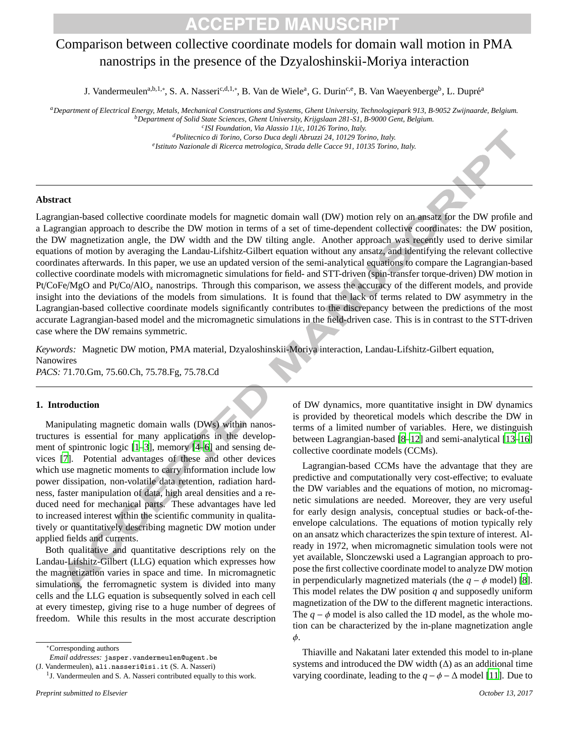# Comparison between collective coordinate models for domain wall motion in PMA nanostrips in the presence of the Dzyaloshinskii-Moriya interaction

J. Vandermeulen[a,b,1,*], S. A. Nasseri[c,d,1,*], B. Van de Wiele[a], G. Durin[c,e], B. Van Waeyenberge[b], L. Dupré[a]

[a] *Department of Electrical Energy, Metals, Mechanical Constructions and Systems, Ghent University, Technologiepark 913, B-9052 Zwijnaarde, Belgium.*
[b] *Department of Solid State Sciences, Ghent University, Krijgslaan 281-S1, B-9000 Gent, Belgium.*
[c] *ISI Foundation, Via Alassio 11/c, 10126 Torino, Italy.*
[d] *Politecnico di Torino, Corso Duca degli Abruzzi 24, 10129 Torino, Italy.*
[e] *Istituto Nazionale di Ricerca metrologica, Strada delle Cacce 91, 10135 Torino, Italy.*

## Abstract

Lagrangian-based collective coordinate models for magnetic domain wall (DW) motion rely on an ansatz for the DW profile and a Lagrangian approach to describe the DW motion in terms of a set of time-dependent collective coordinates: the DW position, the DW magnetization angle, the DW width and the DW tilting angle. Another approach was recently used to derive similar equations of motion by averaging the Landau-Lifshitz-Gilbert equation without any ansatz, and identifying the relevant collective coordinates afterwards. In this paper, we use an updated version of the semi-analytical equations to compare the Lagrangian-based collective coordinate models with micromagnetic simulations for field- and STT-driven (spin-transfer torque-driven) DW motion in Pt/CoFe/MgO and Pt/Co/$AlO_x$ nanostrips. Through this comparison, we assess the accuracy of the different models, and provide insight into the deviations of the models from simulations. It is found that the lack of terms related to DW asymmetry in the Lagrangian-based collective coordinate models significantly contributes to the discrepancy between the predictions of the most accurate Lagrangian-based model and the micromagnetic simulations in the field-driven case. This is in contrast to the STT-driven case where the DW remains symmetric.

*Keywords:* Magnetic DW motion, PMA material, Dzyaloshinskii-Moriya interaction, Landau-Lifshitz-Gilbert equation, Nanowires
*PACS:* 71.70.Gm, 75.60.Ch, 75.78.Fg, 75.78.Cd

## 1. Introduction

Manipulating magnetic domain walls (DWs) within nanostructures is essential for many applications in the development of spintronic logic [1–3], memory [4–6] and sensing devices [7]. Potential advantages of these and other devices which use magnetic moments to carry information include low power dissipation, non-volatile data retention, radiation hardness, faster manipulation of data, high areal densities and a reduced need for mechanical parts. These advantages have led to increased interest within the scientific community in qualitatively or quantitatively describing magnetic DW motion under applied fields and currents.

Both qualitative and quantitative descriptions rely on the Landau-Lifshitz-Gilbert (LLG) equation which expresses how the magnetization varies in space and time. In micromagnetic simulations, the ferromagnetic system is divided into many cells and the LLG equation is subsequently solved in each cell at every timestep, giving rise to a huge number of degrees of freedom. While this results in the most accurate description of DW dynamics, more quantitative insight in DW dynamics is provided by theoretical models which describe the DW in terms of a limited number of variables. Here, we distinguish between Lagrangian-based [8–12] and semi-analytical [13–16] collective coordinate models (CCMs).

Lagrangian-based CCMs have the advantage that they are predictive and computationally very cost-effective; to evaluate the DW variables and the equations of motion, no micromagnetic simulations are needed. Moreover, they are very useful for early design analysis, conceptual studies or back-of-the-envelope calculations. The equations of motion typically rely on an ansatz which characterizes the spin texture of interest. Already in 1972, when micromagnetic simulation tools were not yet available, Slonczewski used a Lagrangian approach to propose the first collective coordinate model to analyze DW motion in perpendicularly magnetized materials (the $q-\phi$ model) [8]. This model relates the DW position $q$ and supposedly uniform magnetization of the DW to the different magnetic interactions. The $q-\phi$ model is also called the 1D model, as the whole motion can be characterized by the in-plane magnetization angle $\phi$.

Thiaville and Nakatani later extended this model to in-plane systems and introduced the DW width ($\Delta$) as an additional time varying coordinate, leading to the $q-\phi-\Delta$ model [11]. Due to

*Corresponding authors
*Email addresses:* jasper.vandermeulen@ugent.be (J. Vandermeulen), ali.nasseri@isi.it (S. A. Nasseri)
[1] J. Vandermeulen and S. A. Nasseri contributed equally to this work.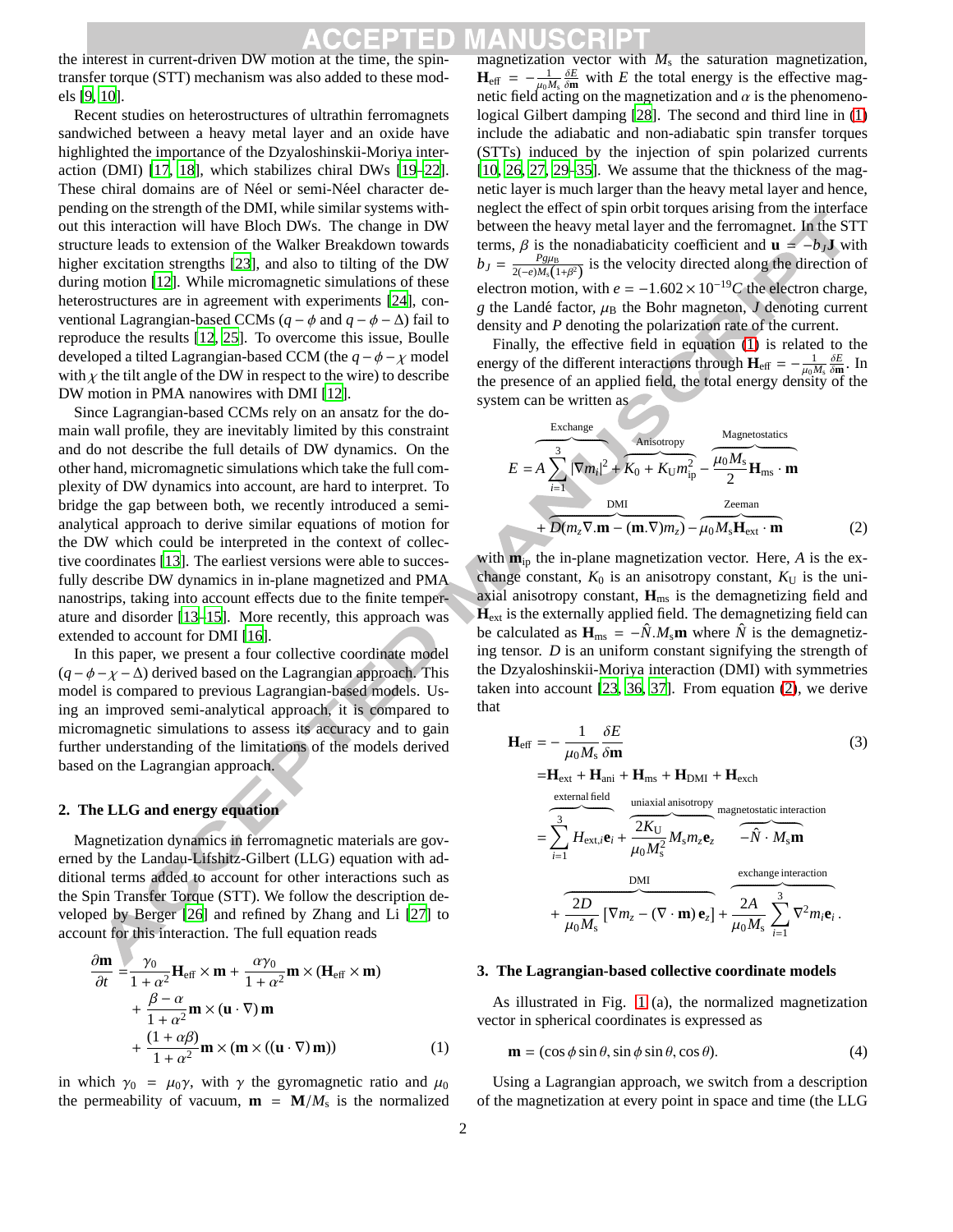the interest in current-driven DW motion at the time, the spin-transfer torque (STT) mechanism was also added to these models [9, 10].

Recent studies on heterostructures of ultrathin ferromagnets sandwiched between a heavy metal layer and an oxide have highlighted the importance of the Dzyaloshinskii-Moriya interaction (DMI) [17, 18], which stabilizes chiral DWs [19–22]. These chiral domains are of Néel or semi-Néel character depending on the strength of the DMI, while similar systems without this interaction will have Bloch DWs. The change in DW structure leads to extension of the Walker Breakdown towards higher excitation strengths [23], and also to tilting of the DW during motion [12]. While micromagnetic simulations of these heterostructures are in agreement with experiments [24], conventional Lagrangian-based CCMs ($q-\phi$ and $q-\phi-\Delta$) fail to reproduce the results [12, 25]. To overcome this issue, Boulle developed a tilted Lagrangian-based CCM (the $q-\phi-\chi$ model with $\chi$ the tilt angle of the DW in respect to the wire) to describe DW motion in PMA nanowires with DMI [12].

Since Lagrangian-based CCMs rely on an ansatz for the domain wall profile, they are inevitably limited by this constraint and do not describe the full details of DW dynamics. On the other hand, micromagnetic simulations which take the full complexity of DW dynamics into account, are hard to interpret. To bridge the gap between both, we recently introduced a semi-analytical approach to derive similar equations of motion for the DW which could be interpreted in the context of collective coordinates [13]. The earliest versions were able to successfully describe DW dynamics in in-plane magnetized and PMA nanostrips, taking into account effects due to the finite temperature and disorder [13–15]. More recently, this approach was extended to account for DMI [16].

In this paper, we present a four collective coordinate model ($q-\phi-\chi-\Delta$) derived based on the Lagrangian approach. This model is compared to previous Lagrangian-based models. Using an improved semi-analytical approach, it is compared to micromagnetic simulations to assess its accuracy and to gain further understanding of the limitations of the models derived based on the Lagrangian approach.

## 2. The LLG and energy equation

Magnetization dynamics in ferromagnetic materials are governed by the Landau-Lifshitz-Gilbert (LLG) equation with additional terms added to account for other interactions such as the Spin Transfer Torque (STT). We follow the description developed by Berger [26] and refined by Zhang and Li [27] to account for this interaction. The full equation reads

$$
\begin{aligned}
\frac{\partial \mathbf{m}}{\partial t} =& \frac{\gamma_0}{1+\alpha^2}\mathbf{H}_{\text{eff}} \times \mathbf{m} + \frac{\alpha\gamma_0}{1+\alpha^2}\mathbf{m} \times (\mathbf{H}_{\text{eff}} \times \mathbf{m}) \\
&+ \frac{\beta-\alpha}{1+\alpha^2}\mathbf{m} \times (\mathbf{u}\cdot\nabla)\,\mathbf{m} \\
&+ \frac{(1+\alpha\beta)}{1+\alpha^2}\mathbf{m} \times (\mathbf{m} \times ((\mathbf{u}\cdot\nabla)\,\mathbf{m}))
\end{aligned} \tag{1}
$$

in which $\gamma_0 = \mu_0\gamma$, with $\gamma$ the gyromagnetic ratio and $\mu_0$ the permeability of vacuum, $\mathbf{m} = \mathbf{M}/M_\text{s}$ is the normalized magnetization vector with $M_\text{s}$ the saturation magnetization, $\mathbf{H}_{\text{eff}} = -\frac{1}{\mu_0 M_\text{s}}\frac{\delta E}{\delta \mathbf{m}}$ with $E$ the total energy is the effective magnetic field acting on the magnetization and $\alpha$ is the phenomenological Gilbert damping [28]. The second and third line in (1) include the adiabatic and non-adiabatic spin transfer torques (STTs) induced by the injection of spin polarized currents [10, 26, 27, 29–35]. We assume that the thickness of the magnetic layer is much larger than the heavy metal layer and hence, neglect the effect of spin orbit torques arising from the interface between the heavy metal layer and the ferromagnet. In the STT terms, $\beta$ is the nonadiabaticity coefficient and $\mathbf{u} = -b_J\mathbf{J}$ with $b_J = \frac{Pg\mu_\text{B}}{2(-e)M_\text{s}(1+\beta^2)}$ is the velocity directed along the direction of electron motion, with $e = -1.602\times10^{-19}C$ the electron charge, $g$ the Landé factor, $\mu_\text{B}$ the Bohr magneton, $J$ denoting current density and $P$ denoting the polarization rate of the current.

Finally, the effective field in equation (1) is related to the energy of the different interactions through $\mathbf{H}_{\text{eff}} = -\frac{1}{\mu_0 M_\text{s}}\frac{\delta E}{\delta \mathbf{m}}$. In the presence of an applied field, the total energy density of the system can be written as

$$
\begin{aligned}
E =& \overbrace{A\sum_{i=1}^{3}|\nabla m_i|^2}^{\text{Exchange}} + \overbrace{K_0 + K_\text{U} m_{\text{ip}}^2}^{\text{Anisotropy}} - \overbrace{\frac{\mu_0 M_\text{s}}{2}\mathbf{H}_{\text{ms}}\cdot\mathbf{m}}^{\text{Magnetostatics}} \\
&+ \overbrace{D(m_z\nabla.\mathbf{m} - (\mathbf{m}.\nabla)m_z)}^{\text{DMI}} - \overbrace{\mu_0 M_\text{s}\mathbf{H}_{\text{ext}}\cdot\mathbf{m}}^{\text{Zeeman}}
\end{aligned} \tag{2}
$$

with $\mathbf{m}_{\text{ip}}$ the in-plane magnetization vector. Here, $A$ is the exchange constant, $K_0$ is an anisotropy constant, $K_\text{U}$ is the uniaxial anisotropy constant, $\mathbf{H}_{\text{ms}}$ is the demagnetizing field and $\mathbf{H}_{\text{ext}}$ is the externally applied field. The demagnetizing field can be calculated as $\mathbf{H}_{\text{ms}} = -\hat{N}.M_\text{s}\mathbf{m}$ where $\hat{N}$ is the demagnetizing tensor. $D$ is an uniform constant signifying the strength of the Dzyaloshinskii-Moriya interaction (DMI) with symmetries taken into account [23, 36, 37]. From equation (2), we derive that

$$
\begin{aligned}
\mathbf{H}_{\text{eff}} =& -\frac{1}{\mu_0 M_\text{s}}\frac{\delta E}{\delta \mathbf{m}} \\
=& \mathbf{H}_{\text{ext}} + \mathbf{H}_{\text{ani}} + \mathbf{H}_{\text{ms}} + \mathbf{H}_{\text{DMI}} + \mathbf{H}_{\text{exch}} \\
=& \overbrace{\sum_{i=1}^{3} H_{\text{ext},i}\mathbf{e}_i}^{\text{external field}} + \overbrace{\frac{2K_\text{U}}{\mu_0 M_\text{s}^2}M_\text{s} m_z \mathbf{e}_z}^{\text{uniaxial anisotropy}} \overbrace{-\hat{N}\cdot M_\text{s}\mathbf{m}}^{\text{magnetostatic interaction}} \\
&+ \overbrace{\frac{2D}{\mu_0 M_\text{s}}\left[\nabla m_z - (\nabla\cdot\mathbf{m})\,\mathbf{e}_z\right]}^{\text{DMI}} + \overbrace{\frac{2A}{\mu_0 M_\text{s}}\sum_{i=1}^{3}\nabla^2 m_i \mathbf{e}_i}^{\text{exchange interaction}}.
\end{aligned} \tag{3}
$$

## 3. The Lagrangian-based collective coordinate models

As illustrated in Fig. 1 (a), the normalized magnetization vector in spherical coordinates is expressed as

$$
\mathbf{m} = (\cos\phi\sin\theta, \sin\phi\sin\theta, \cos\theta). \tag{4}
$$

Using a Lagrangian approach, we switch from a description of the magnetization at every point in space and time (the LLG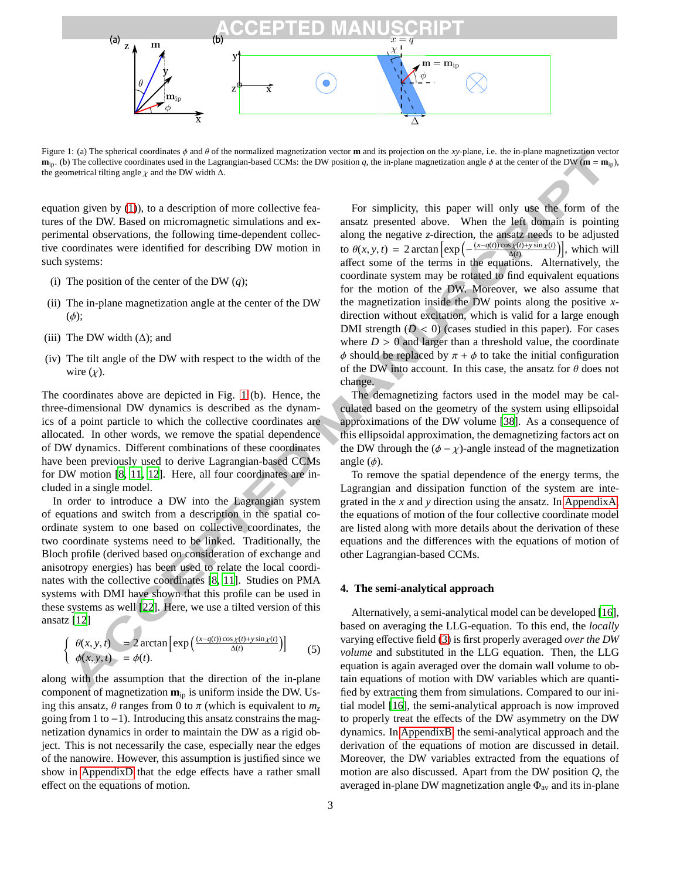Figure 1: (a) The spherical coordinates $\phi$ and $\theta$ of the normalized magnetization vector $\mathbf{m}$ and its projection on the $xy$-plane, i.e. the in-plane magnetization vector $\mathbf{m}_{\rm ip}$. (b) The collective coordinates used in the Lagrangian-based CCMs: the DW position $q$, the in-plane magnetization angle $\phi$ at the center of the DW ($\mathbf{m} = \mathbf{m}_{\rm ip}$), the geometrical tilting angle $\chi$ and the DW width $\Delta$.

equation given by (1), to a description of more collective features of the DW. Based on micromagnetic simulations and experimental observations, the following time-dependent collective coordinates were identified for describing DW motion in such systems:

(i) The position of the center of the DW ($q$);

(ii) The in-plane magnetization angle at the center of the DW ($\phi$);

(iii) The DW width ($\Delta$); and

(iv) The tilt angle of the DW with respect to the width of the wire ($\chi$).

The coordinates above are depicted in Fig. 1(b). Hence, the three-dimensional DW dynamics is described as the dynamics of a point particle to which the collective coordinates are allocated. In other words, we remove the spatial dependence of DW dynamics. Different combinations of these coordinates have been previously used to derive Lagrangian-based CCMs for DW motion [8, 11, 12]. Here, all four coordinates are included in a single model.

In order to introduce a DW into the Lagrangian system of equations and switch from a description in the spatial coordinate system to one based on collective coordinates, the two coordinate systems need to be linked. Traditionally, the Bloch profile (derived based on consideration of exchange and anisotropy energies) has been used to relate the local coordinates with the collective coordinates [8, 11]. Studies on PMA systems with DMI have shown that this profile can be used in these systems as well [22]. Here, we use a tilted version of this ansatz [12]

$$\begin{cases} \theta(x,y,t) &= 2\arctan\left[\exp\left(\frac{(x-q(t))\cos\chi(t)+y\sin\chi(t)}{\Delta(t)}\right)\right] \\ \phi(x,y,t) &= \phi(t). \end{cases} \quad (5)$$

along with the assumption that the direction of the in-plane component of magnetization $\mathbf{m}_{\rm ip}$ is uniform inside the DW. Using this ansatz, $\theta$ ranges from 0 to $\pi$ (which is equivalent to $m_z$ going from 1 to $-1$). Introducing this ansatz constrains the magnetization dynamics in order to maintain the DW as a rigid object. This is not necessarily the case, especially near the edges of the nanowire. However, this assumption is justified since we show in AppendixD that the edge effects have a rather small effect on the equations of motion.

For simplicity, this paper will only use the form of the ansatz presented above. When the left domain is pointing along the negative $z$-direction, the ansatz needs to be adjusted to $\theta(x,y,t) = 2\arctan\left[\exp\left(-\frac{(x-q(t))\cos\chi(t)+y\sin\chi(t)}{\Delta(t)}\right)\right]$, which will affect some of the terms in the equations. Alternatively, the coordinate system may be rotated to find equivalent equations for the motion of the DW. Moreover, we also assume that the magnetization inside the DW points along the positive $x$-direction without excitation, which is valid for a large enough DMI strength ($D < 0$) (cases studied in this paper). For cases where $D > 0$ and larger than a threshold value, the coordinate $\phi$ should be replaced by $\pi + \phi$ to take the initial configuration of the DW into account. In this case, the ansatz for $\theta$ does not change.

The demagnetizing factors used in the model may be calculated based on the geometry of the system using ellipsoidal approximations of the DW volume [38]. As a consequence of this ellipsoidal approximation, the demagnetizing factors act on the DW through the ($\phi - \chi$)-angle instead of the magnetization angle ($\phi$).

To remove the spatial dependence of the energy terms, the Lagrangian and dissipation function of the system are integrated in the $x$ and $y$ direction using the ansatz. In AppendixA, the equations of motion of the four collective coordinate model are listed along with more details about the derivation of these equations and the differences with the equations of motion of other Lagrangian-based CCMs.

## 4. The semi-analytical approach

Alternatively, a semi-analytical model can be developed [16], based on averaging the LLG-equation. To this end, the *locally* varying effective field (3) is first properly averaged *over the DW volume* and substituted in the LLG equation. Then, the LLG equation is again averaged over the domain wall volume to obtain equations of motion with DW variables which are quantified by extracting them from simulations. Compared to our initial model [16], the semi-analytical approach is now improved to properly treat the effects of the DW asymmetry on the DW dynamics. In AppendixB, the semi-analytical approach and the derivation of the equations of motion are discussed in detail. Moreover, the DW variables extracted from the equations of motion are also discussed. Apart from the DW position $Q$, the averaged in-plane DW magnetization angle $\Phi_{\rm av}$ and its in-plane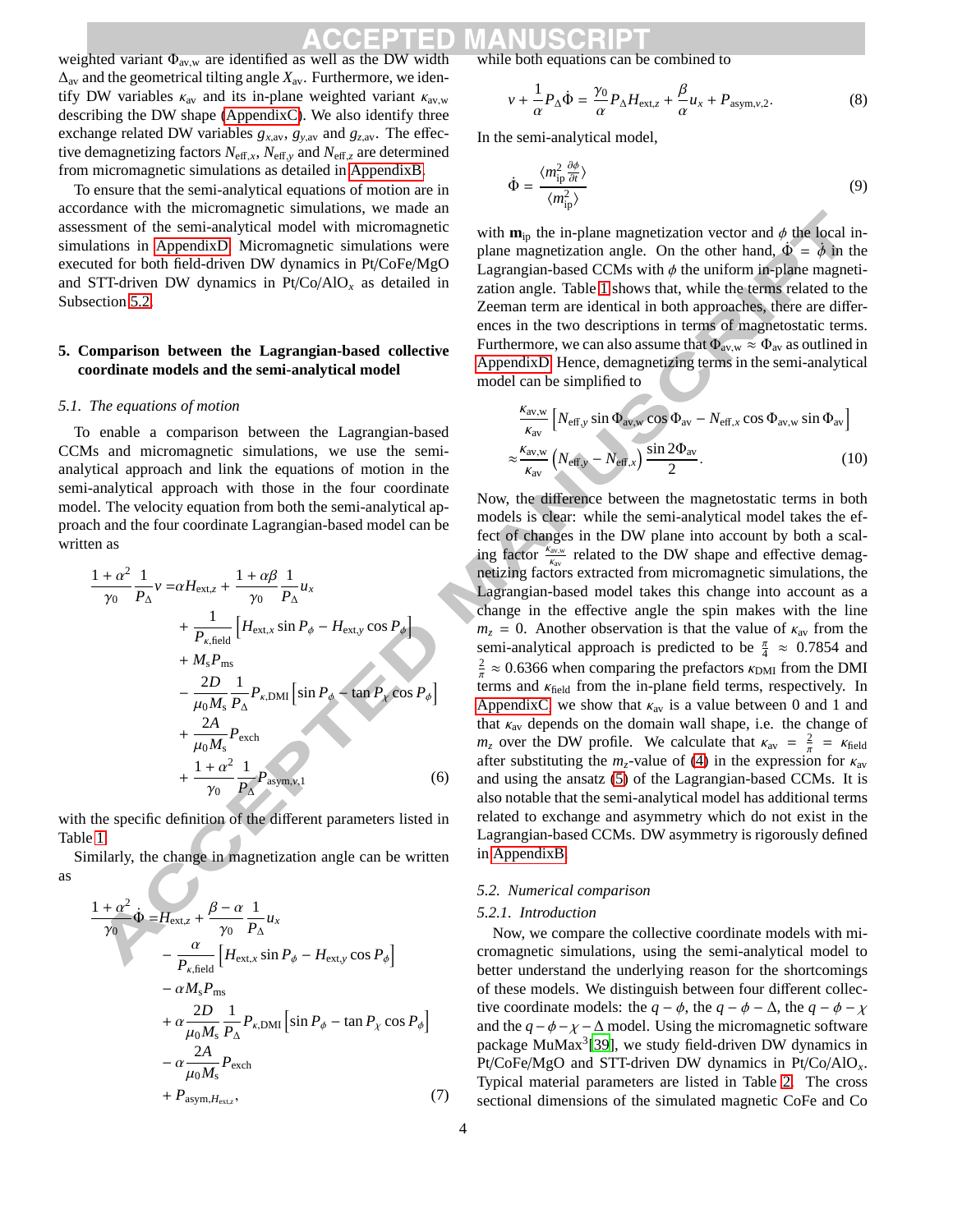weighted variant $\Phi_{\text{av,w}}$ are identified as well as the DW width $\Delta_{\text{av}}$ and the geometrical tilting angle $X_{\text{av}}$. Furthermore, we identify DW variables $\kappa_{\text{av}}$ and its in-plane weighted variant $\kappa_{\text{av,w}}$ describing the DW shape (AppendixC). We also identify three exchange related DW variables $g_{x,\text{av}}$, $g_{y,\text{av}}$ and $g_{z,\text{av}}$. The effective demagnetizing factors $N_{\text{eff},x}$, $N_{\text{eff},y}$ and $N_{\text{eff},z}$ are determined from micromagnetic simulations as detailed in AppendixB.

To ensure that the semi-analytical equations of motion are in accordance with the micromagnetic simulations, we made an assessment of the semi-analytical model with micromagnetic simulations in AppendixD. Micromagnetic simulations were executed for both field-driven DW dynamics in Pt/CoFe/MgO and STT-driven DW dynamics in Pt/Co/AlO$_x$ as detailed in Subsection 5.2.

## 5. Comparison between the Lagrangian-based collective coordinate models and the semi-analytical model

### 5.1. The equations of motion

To enable a comparison between the Lagrangian-based CCMs and micromagnetic simulations, we use the semi-analytical approach and link the equations of motion in the semi-analytical approach with those in the four coordinate model. The velocity equation from both the semi-analytical approach and the four coordinate Lagrangian-based model can be written as

$$
\begin{aligned}
\frac{1+\alpha^2}{\gamma_0}\frac{1}{P_\Delta}v =& \alpha H_{\text{ext},z} + \frac{1+\alpha\beta}{\gamma_0}\frac{1}{P_\Delta}u_x \\
&+ \frac{1}{P_{\kappa,\text{field}}}\left[H_{\text{ext},x}\sin P_\phi - H_{\text{ext},y}\cos P_\phi\right] \\
&+ M_\text{s}P_\text{ms} \\
&- \frac{2D}{\mu_0 M_\text{s}}\frac{1}{P_\Delta}P_{\kappa,\text{DMI}}\left[\sin P_\phi - \tan P_\chi \cos P_\phi\right] \\
&+ \frac{2A}{\mu_0 M_\text{s}}P_\text{exch} \\
&+ \frac{1+\alpha^2}{\gamma_0}\frac{1}{P_\Delta}P_{\text{asym},v,1}
\end{aligned} \tag{6}
$$

with the specific definition of the different parameters listed in Table 1.

Similarly, the change in magnetization angle can be written as

$$
\begin{aligned}
\frac{1+\alpha^2}{\gamma_0}\dot{\Phi} =& H_{\text{ext},z} + \frac{\beta-\alpha}{\gamma_0}\frac{1}{P_\Delta}u_x \\
&- \frac{\alpha}{P_{\kappa,\text{field}}}\left[H_{\text{ext},x}\sin P_\phi - H_{\text{ext},y}\cos P_\phi\right] \\
&- \alpha M_\text{s}P_\text{ms} \\
&+ \alpha\frac{2D}{\mu_0 M_\text{s}}\frac{1}{P_\Delta}P_{\kappa,\text{DMI}}\left[\sin P_\phi - \tan P_\chi \cos P_\phi\right] \\
&- \alpha\frac{2A}{\mu_0 M_\text{s}}P_\text{exch} \\
&+ P_{\text{asym},H_{\text{ext},z}},
\end{aligned} \tag{7}
$$

while both equations can be combined to

$$
v + \frac{1}{\alpha}P_\Delta\dot{\Phi} = \frac{\gamma_0}{\alpha}P_\Delta H_{\text{ext},z} + \frac{\beta}{\alpha}u_x + P_{\text{asym},v,2}. \tag{8}
$$

In the semi-analytical model,

$$
\dot{\Phi} = \frac{\langle m_{\text{ip}}^2 \frac{\partial\phi}{\partial t}\rangle}{\langle m_{\text{ip}}^2\rangle} \tag{9}
$$

with $\mathbf{m}_{\text{ip}}$ the in-plane magnetization vector and $\phi$ the local in-plane magnetization angle. On the other hand, $\dot{\Phi} = \dot{\phi}$ in the Lagrangian-based CCMs with $\phi$ the uniform in-plane magnetization angle. Table 1 shows that, while the terms related to the Zeeman term are identical in both approaches, there are differences in the two descriptions in terms of magnetostatic terms. Furthermore, we can also assume that $\Phi_{\text{av,w}} \approx \Phi_{\text{av}}$ as outlined in AppendixD. Hence, demagnetizing terms in the semi-analytical model can be simplified to

$$
\begin{aligned}
&\frac{\kappa_{\text{av,w}}}{\kappa_{\text{av}}}\left[N_{\text{eff},y}\sin\Phi_{\text{av,w}}\cos\Phi_{\text{av}} - N_{\text{eff},x}\cos\Phi_{\text{av,w}}\sin\Phi_{\text{av}}\right] \\
\approx& \frac{\kappa_{\text{av,w}}}{\kappa_{\text{av}}}\left(N_{\text{eff},y} - N_{\text{eff},x}\right)\frac{\sin 2\Phi_{\text{av}}}{2}.
\end{aligned} \tag{10}
$$

Now, the difference between the magnetostatic terms in both models is clear: while the semi-analytical model takes the effect of changes in the DW plane into account by both a scaling factor $\frac{\kappa_{\text{av,w}}}{\kappa_{\text{av}}}$ related to the DW shape and effective demagnetizing factors extracted from micromagnetic simulations, the Lagrangian-based model takes this change into account as a change in the effective angle the spin makes with the line $m_z = 0$. Another observation is that the value of $\kappa_{\text{av}}$ from the semi-analytical approach is predicted to be $\frac{\pi}{4} \approx 0.7854$ and $\frac{2}{\pi} \approx 0.6366$ when comparing the prefactors $\kappa_{\text{DMI}}$ from the DMI terms and $\kappa_{\text{field}}$ from the in-plane field terms, respectively. In AppendixC, we show that $\kappa_{\text{av}}$ is a value between 0 and 1 and that $\kappa_{\text{av}}$ depends on the domain wall shape, i.e. the change of $m_z$ over the DW profile. We calculate that $\kappa_{\text{av}} = \frac{2}{\pi} = \kappa_{\text{field}}$ after substituting the $m_z$-value of (4) in the expression for $\kappa_{\text{av}}$ and using the ansatz (5) of the Lagrangian-based CCMs. It is also notable that the semi-analytical model has additional terms related to exchange and asymmetry which do not exist in the Lagrangian-based CCMs. DW asymmetry is rigorously defined in AppendixB.

### 5.2. Numerical comparison

#### 5.2.1. Introduction

Now, we compare the collective coordinate models with micromagnetic simulations, using the semi-analytical model to better understand the underlying reason for the shortcomings of these models. We distinguish between four different collective coordinate models: the $q-\phi$, the $q-\phi-\Delta$, the $q-\phi-\chi$ and the $q-\phi-\chi-\Delta$ model. Using the micromagnetic software package MuMax$^3$[39], we study field-driven DW dynamics in Pt/CoFe/MgO and STT-driven DW dynamics in Pt/Co/AlO$_x$. Typical material parameters are listed in Table 2. The cross sectional dimensions of the simulated magnetic CoFe and Co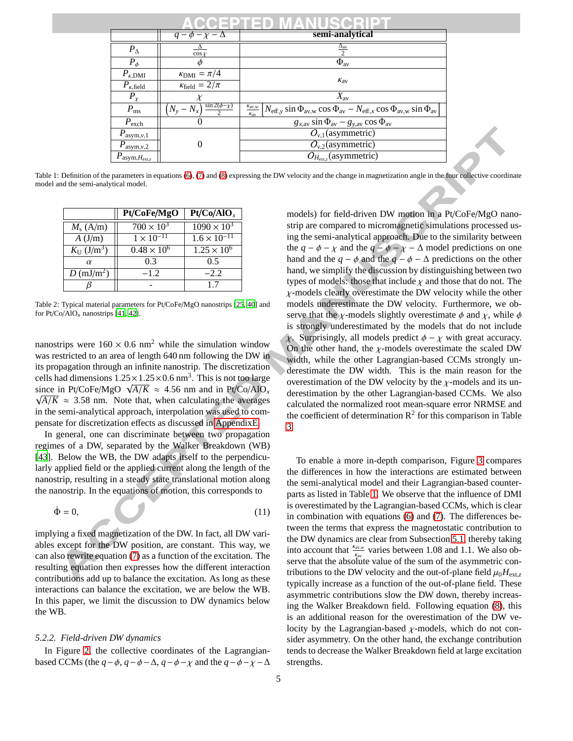| | $q-\phi-\chi-\Delta$ | semi-analytical |
|---|---|---|
| $P_\Delta$ | $\frac{\Delta}{\cos\chi}$ | $\frac{\Delta_{\text{av}}}{2}$ |
| $P_\phi$ | $\phi$ | $\Phi_{\text{av}}$ |
| $P_{\kappa,\text{DMI}}$ | $\kappa_{\text{DMI}} = \pi/4$ | $\kappa_{\text{av}}$ |
| $P_{\kappa,\text{field}}$ | $\kappa_{\text{field}} = 2/\pi$ | |
| $P_\chi$ | $\chi$ | $X_{\text{av}}$ |
| $P_{\text{ms}}$ | $\left(N_y - N_x\right)\frac{\sin 2(\phi-\chi)}{2}$ | $\frac{\kappa_{\text{av,w}}}{\kappa_{\text{av}}}\left[N_{\text{eff},y}\sin\Phi_{\text{av,w}}\cos\Phi_{\text{av}} - N_{\text{eff},x}\cos\Phi_{\text{av,w}}\sin\Phi_{\text{av}}\right]$ |
| $P_{\text{exch}}$ | 0 | $g_{x,\text{av}}\sin\Phi_{\text{av}} - g_{y,\text{av}}\cos\Phi_{\text{av}}$ |
| $P_{\text{asym},v,1}$ | 0 | $O_{v,1}$(asymmetric) |
| $P_{\text{asym},v,2}$ | | $O_{v,2}$(asymmetric) |
| $P_{\text{asym},H_{\text{ext},z}}$ | | $O_{H_{\text{ext},z}}$(asymmetric) |

Table 1: Definition of the parameters in equations (6), (7) and (8) expressing the DW velocity and the change in magnetization angle in the four collective coordinate model and the semi-analytical model.

| | Pt/CoFe/MgO | Pt/Co/AlO$_x$ |
|---|---|---|
| $M_s$ (A/m) | $700\times10^3$ | $1090\times10^3$ |
| $A$ (J/m) | $1\times10^{-11}$ | $1.6\times10^{-11}$ |
| $K_U$ (J/m$^3$) | $0.48\times10^6$ | $1.25\times10^6$ |
| $\alpha$ | 0.3 | 0.5 |
| $D$ (mJ/m$^2$) | $-1.2$ | $-2.2$ |
| $\beta$ | - | 1.7 |

Table 2: Typical material parameters for Pt/CoFe/MgO nanostrips [25, 40] and for Pt/Co/AlO$_x$ nanostrips [41, 42].

nanostrips were $160 \times 0.6$ nm$^2$ while the simulation window was restricted to an area of length 640 nm following the DW in its propagation through an infinite nanostrip. The discretization cells had dimensions $1.25\times1.25\times0.6$ nm$^3$. This is not too large since in Pt/CoFe/MgO $\sqrt{A/K} \approx 4.56$ nm and in Pt/Co/AlO$_x$ $\sqrt{A/K} \approx 3.58$ nm. Note that, when calculating the averages in the semi-analytical approach, interpolation was used to compensate for discretization effects as discussed in AppendixE.

In general, one can discriminate between two propagation regimes of a DW, separated by the Walker Breakdown (WB) [43]. Below the WB, the DW adapts itself to the perpendicularly applied field or the applied current along the length of the nanostrip, resulting in a steady state translational motion along the nanostrip. In the equations of motion, this corresponds to

$$\dot{\Phi} = 0, \tag{11}$$

implying a fixed magnetization of the DW. In fact, all DW variables except for the DW position, are constant. This way, we can also rewrite equation (7) as a function of the excitation. The resulting equation then expresses how the different interaction contributions add up to balance the excitation. As long as these interactions can balance the excitation, we are below the WB. In this paper, we limit the discussion to DW dynamics below the WB.

#### 5.2.2. Field-driven DW dynamics

In Figure 2, the collective coordinates of the Lagrangian-based CCMs (the $q-\phi$, $q-\phi-\Delta$, $q-\phi-\chi$ and the $q-\phi-\chi-\Delta$ models) for field-driven DW motion in a Pt/CoFe/MgO nanostrip are compared to micromagnetic simulations processed using the semi-analytical approach. Due to the similarity between the $q-\phi-\chi$ and the $q-\phi-\chi-\Delta$ model predictions on one hand and the $q-\phi$ and the $q-\phi-\Delta$ predictions on the other hand, we simplify the discussion by distinguishing between two types of models: those that include $\chi$ and those that do not. The $\chi$-models clearly overestimate the DW velocity while the other models underestimate the DW velocity. Furthermore, we observe that the $\chi$-models slightly overestimate $\phi$ and $\chi$, while $\phi$ is strongly underestimated by the models that do not include $\chi$. Surprisingly, all models predict $\phi-\chi$ with great accuracy. On the other hand, the $\chi$-models overestimate the scaled DW width, while the other Lagrangian-based CCMs strongly underestimate the DW width. This is the main reason for the overestimation of the DW velocity by the $\chi$-models and its underestimation by the other Lagrangian-based CCMs. We also calculated the normalized root mean-square error NRMSE and the coefficient of determination R$^2$ for this comparison in Table 3.

To enable a more in-depth comparison, Figure 3 compares the differences in how the interactions are estimated between the semi-analytical model and their Lagrangian-based counterparts as listed in Table 1. We observe that the influence of DMI is overestimated by the Lagrangian-based CCMs, which is clear in combination with equations (6) and (7). The differences between the terms that express the magnetostatic contribution to the DW dynamics are clear from Subsection 5.1, thereby taking into account that $\frac{\kappa_{\text{av,w}}}{\kappa_{\text{av}}}$ varies between 1.08 and 1.1. We also observe that the absolute value of the sum of the asymmetric contributions to the DW velocity and the out-of-plane field $\mu_0 H_{\text{ext},z}$ typically increase as a function of the out-of-plane field. These asymmetric contributions slow the DW down, thereby increasing the Walker Breakdown field. Following equation (8), this is an additional reason for the overestimation of the DW velocity by the Lagrangian-based $\chi$-models, which do not consider asymmetry. On the other hand, the exchange contribution tends to decrease the Walker Breakdown field at large excitation strengths.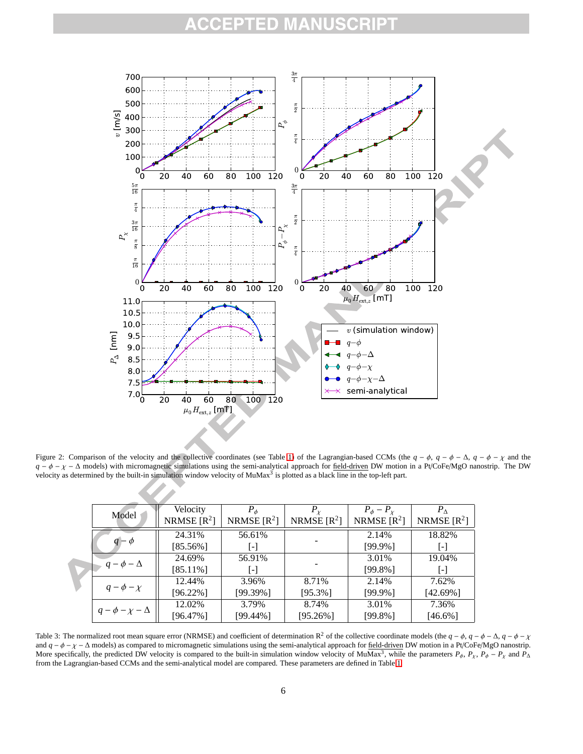Figure 2: Comparison of the velocity and the collective coordinates (see Table 1) of the Lagrangian-based CCMs (the $q-\phi$, $q-\phi-\Delta$, $q-\phi-\chi$ and the $q-\phi-\chi-\Delta$ models) with micromagnetic simulations using the semi-analytical approach for field-driven DW motion in a Pt/CoFe/MgO nanostrip. The DW velocity as determined by the built-in simulation window velocity of MuMax[3] is plotted as a black line in the top-left part.

| Model | Velocity NRMSE [$R^2$] | $P_\phi$ NRMSE [$R^2$] | $P_\chi$ NRMSE [$R^2$] | $P_\phi - P_\chi$ NRMSE [$R^2$] | $P_\Delta$ NRMSE [$R^2$] |
|---|---|---|---|---|---|
| $q-\phi$ | 24.31% [85.56%] | 56.61% [-] | - | 2.14% [99.9%] | 18.82% [-] |
| $q-\phi-\Delta$ | 24.69% [85.11%] | 56.91% [-] | - | 3.01% [99.8%] | 19.04% [-] |
| $q-\phi-\chi$ | 12.44% [96.22%] | 3.96% [99.39%] | 8.71% [95.3%] | 2.14% [99.9%] | 7.62% [42.69%] |
| $q-\phi-\chi-\Delta$ | 12.02% [96.47%] | 3.79% [99.44%] | 8.74% [95.26%] | 3.01% [99.8%] | 7.36% [46.6%] |

Table 3: The normalized root mean square error (NRMSE) and coefficient of determination $R^2$ of the collective coordinate models (the $q-\phi$, $q-\phi-\Delta$, $q-\phi-\chi$ and $q-\phi-\chi-\Delta$ models) as compared to micromagnetic simulations using the semi-analytical approach for field-driven DW motion in a Pt/CoFe/MgO nanostrip. More specifically, the predicted DW velocity is compared to the built-in simulation window velocity of MuMax[3], while the parameters $P_\phi$, $P_\chi$, $P_\phi - P_\chi$ and $P_\Delta$ from the Lagrangian-based CCMs and the semi-analytical model are compared. These parameters are defined in Table 1.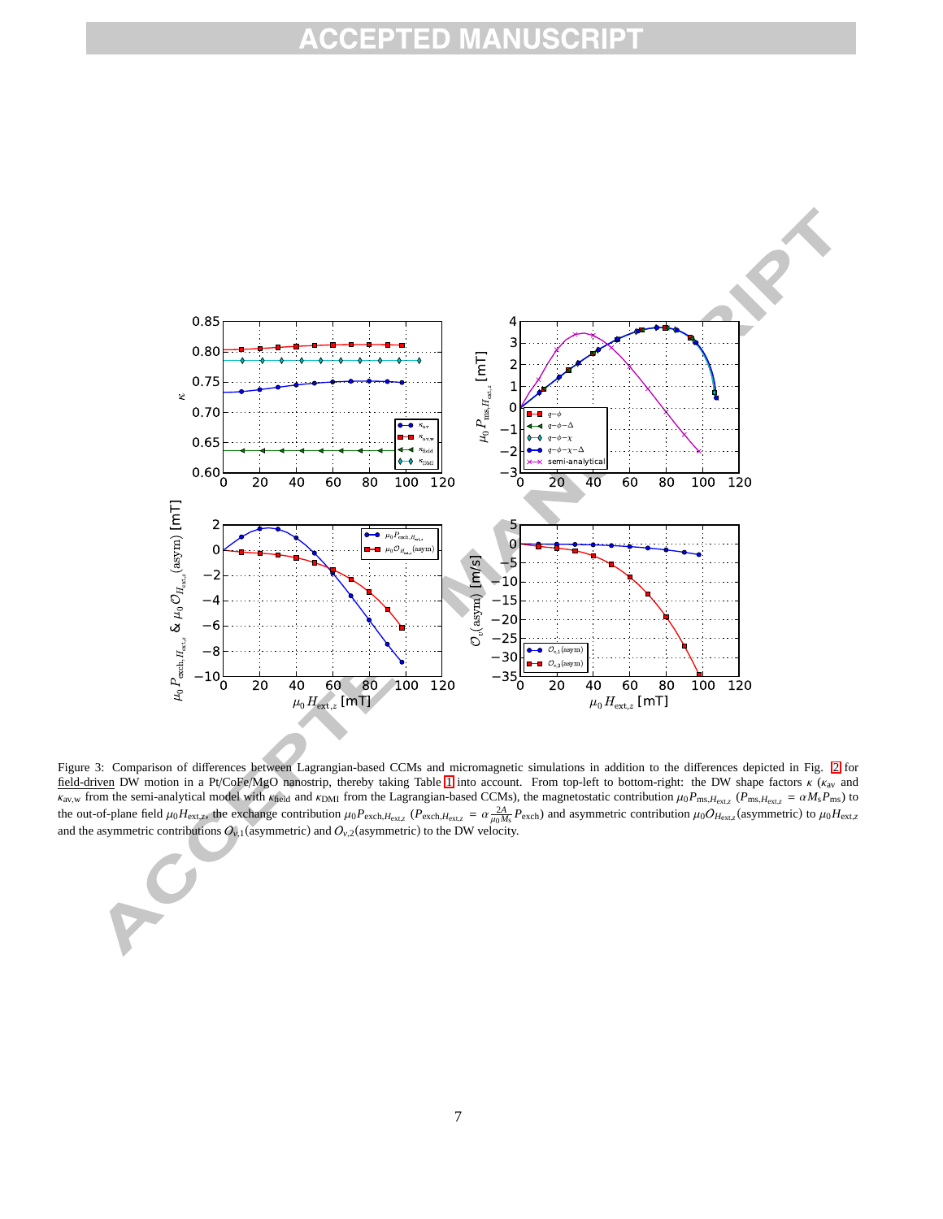Figure 3: Comparison of differences between Lagrangian-based CCMs and micromagnetic simulations in addition to the differences depicted in Fig. 2 for field-driven DW motion in a Pt/CoFe/MgO nanostrip, thereby taking Table 1 into account. From top-left to bottom-right: the DW shape factors $\kappa$ ($\kappa_{\mathrm{av}}$ and $\kappa_{\mathrm{av,w}}$ from the semi-analytical model with $\kappa_{\mathrm{field}}$ and $\kappa_{\mathrm{DMI}}$ from the Lagrangian-based CCMs), the magnetostatic contribution $\mu_0 P_{\mathrm{ms},H_{\mathrm{ext},z}}$ ($P_{\mathrm{ms},H_{\mathrm{ext},z}} = \alpha M_{\mathrm{s}} P_{\mathrm{ms}}$) to the out-of-plane field $\mu_0 H_{\mathrm{ext},z}$, the exchange contribution $\mu_0 P_{\mathrm{exch},H_{\mathrm{ext},z}}$ ($P_{\mathrm{exch},H_{\mathrm{ext},z}} = \alpha \frac{2A}{\mu_0 M_{\mathrm{s}}} P_{\mathrm{exch}}$) and asymmetric contribution $\mu_0 \mathcal{O}_{H_{\mathrm{ext},z}}$(asymmetric) to $\mu_0 H_{\mathrm{ext},z}$ and the asymmetric contributions $\mathcal{O}_{v,1}$(asymmetric) and $\mathcal{O}_{v,2}$(asymmetric) to the DW velocity.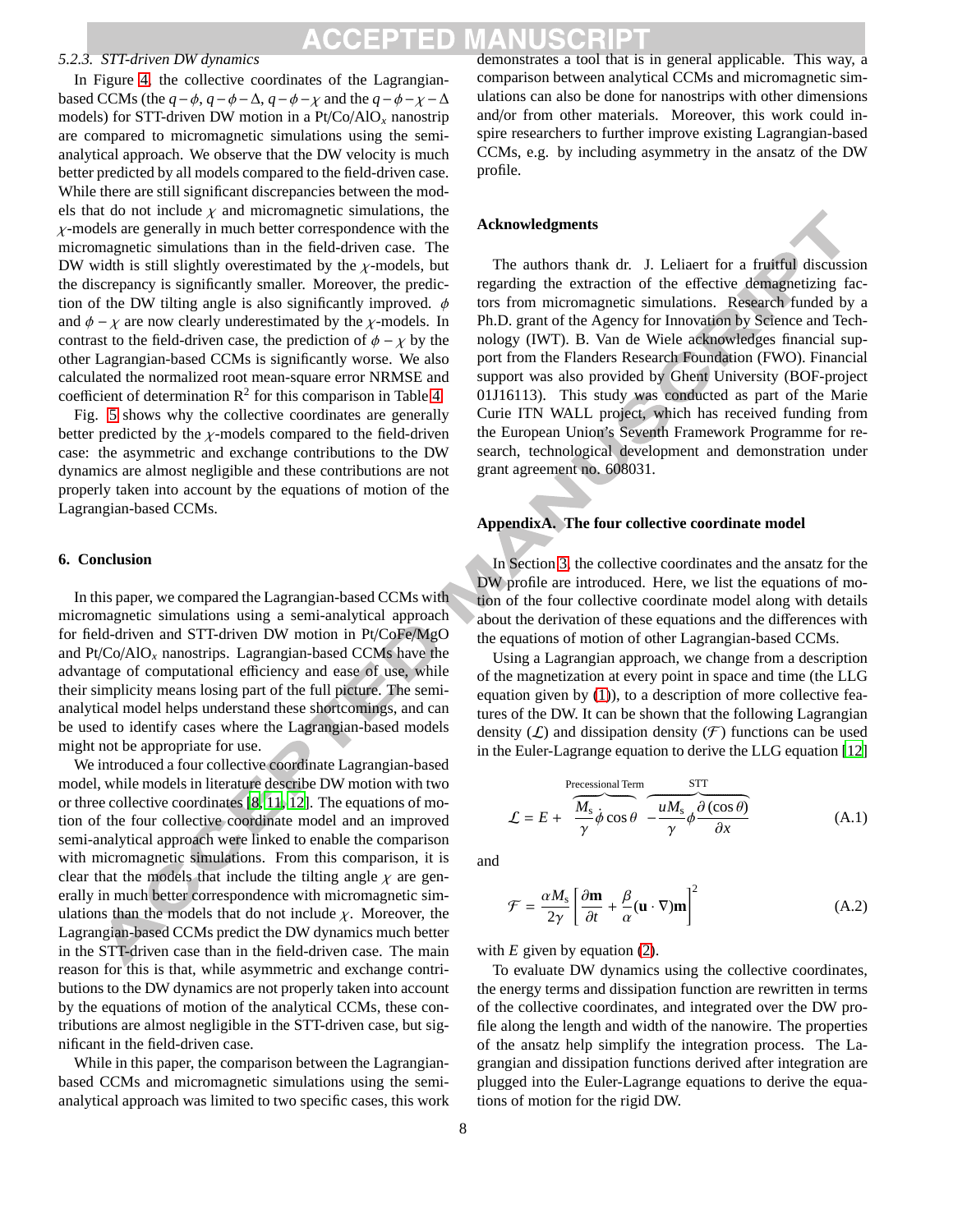#### 5.2.3. STT-driven DW dynamics

In Figure 4, the collective coordinates of the Lagrangian-based CCMs (the $q-\phi$, $q-\phi-\Delta$, $q-\phi-\chi$ and the $q-\phi-\chi-\Delta$ models) for STT-driven DW motion in a Pt/Co/AlO$_x$ nanostrip are compared to micromagnetic simulations using the semi-analytical approach. We observe that the DW velocity is much better predicted by all models compared to the field-driven case. While there are still significant discrepancies between the models that do not include $\chi$ and micromagnetic simulations, the $\chi$-models are generally in much better correspondence with the micromagnetic simulations than in the field-driven case. The DW width is still slightly overestimated by the $\chi$-models, but the discrepancy is significantly smaller. Moreover, the prediction of the DW tilting angle is also significantly improved. $\phi$ and $\phi-\chi$ are now clearly underestimated by the $\chi$-models. In contrast to the field-driven case, the prediction of $\phi-\chi$ by the other Lagrangian-based CCMs is significantly worse. We also calculated the normalized root mean-square error NRMSE and coefficient of determination $R^2$ for this comparison in Table 4.

Fig. 5 shows why the collective coordinates are generally better predicted by the $\chi$-models compared to the field-driven case: the asymmetric and exchange contributions to the DW dynamics are almost negligible and these contributions are not properly taken into account by the equations of motion of the Lagrangian-based CCMs.

## 6. Conclusion

In this paper, we compared the Lagrangian-based CCMs with micromagnetic simulations using a semi-analytical approach for field-driven and STT-driven DW motion in Pt/CoFe/MgO and Pt/Co/AlO$_x$ nanostrips. Lagrangian-based CCMs have the advantage of computational efficiency and ease of use, while their simplicity means losing part of the full picture. The semi-analytical model helps understand these shortcomings, and can be used to identify cases where the Lagrangian-based models might not be appropriate for use.

We introduced a four collective coordinate Lagrangian-based model, while models in literature describe DW motion with two or three collective coordinates [8, 11, 12]. The equations of motion of the four collective coordinate model and an improved semi-analytical approach were linked to enable the comparison with micromagnetic simulations. From this comparison, it is clear that the models that include the tilting angle $\chi$ are generally in much better correspondence with micromagnetic simulations than the models that do not include $\chi$. Moreover, the Lagrangian-based CCMs predict the DW dynamics much better in the STT-driven case than in the field-driven case. The main reason for this is that, while asymmetric and exchange contributions to the DW dynamics are not properly taken into account by the equations of motion of the analytical CCMs, these contributions are almost negligible in the STT-driven case, but significant in the field-driven case.

While in this paper, the comparison between the Lagrangian-based CCMs and micromagnetic simulations using the semi-analytical approach was limited to two specific cases, this work demonstrates a tool that is in general applicable. This way, a comparison between analytical CCMs and micromagnetic simulations can also be done for nanostrips with other dimensions and/or from other materials. Moreover, this work could inspire researchers to further improve existing Lagrangian-based CCMs, e.g. by including asymmetry in the ansatz of the DW profile.

## Acknowledgments

The authors thank dr. J. Leliaert for a fruitful discussion regarding the extraction of the effective demagnetizing factors from micromagnetic simulations. Research funded by a Ph.D. grant of the Agency for Innovation by Science and Technology (IWT). B. Van de Wiele acknowledges financial support from the Flanders Research Foundation (FWO). Financial support was also provided by Ghent University (BOF-project 01J16113). This study was conducted as part of the Marie Curie ITN WALL project, which has received funding from the European Union's Seventh Framework Programme for research, technological development and demonstration under grant agreement no. 608031.

## AppendixA. The four collective coordinate model

In Section 3, the collective coordinates and the ansatz for the DW profile are introduced. Here, we list the equations of motion of the four collective coordinate model along with details about the derivation of these equations and the differences with the equations of motion of other Lagrangian-based CCMs.

Using a Lagrangian approach, we change from a description of the magnetization at every point in space and time (the LLG equation given by (1)), to a description of more collective features of the DW. It can be shown that the following Lagrangian density ($\mathcal{L}$) and dissipation density ($\mathcal{F}$) functions can be used in the Euler-Lagrange equation to derive the LLG equation [12]

$$\mathcal{L} = E + \overbrace{\frac{M_s}{\gamma}\dot{\phi}\cos\theta}^{\text{Precessional Term}} \overbrace{-\frac{uM_s}{\gamma}\phi\frac{\partial(\cos\theta)}{\partial x}}^{\text{STT}} \tag{A.1}$$

and

$$\mathcal{F} = \frac{\alpha M_s}{2\gamma}\left[\frac{\partial \mathbf{m}}{\partial t} + \frac{\beta}{\alpha}(\mathbf{u}\cdot\nabla)\mathbf{m}\right]^2 \tag{A.2}$$

with $E$ given by equation (2).

To evaluate DW dynamics using the collective coordinates, the energy terms and dissipation function are rewritten in terms of the collective coordinates, and integrated over the DW profile along the length and width of the nanowire. The properties of the ansatz help simplify the integration process. The Lagrangian and dissipation functions derived after integration are plugged into the Euler-Lagrange equations to derive the equations of motion for the rigid DW.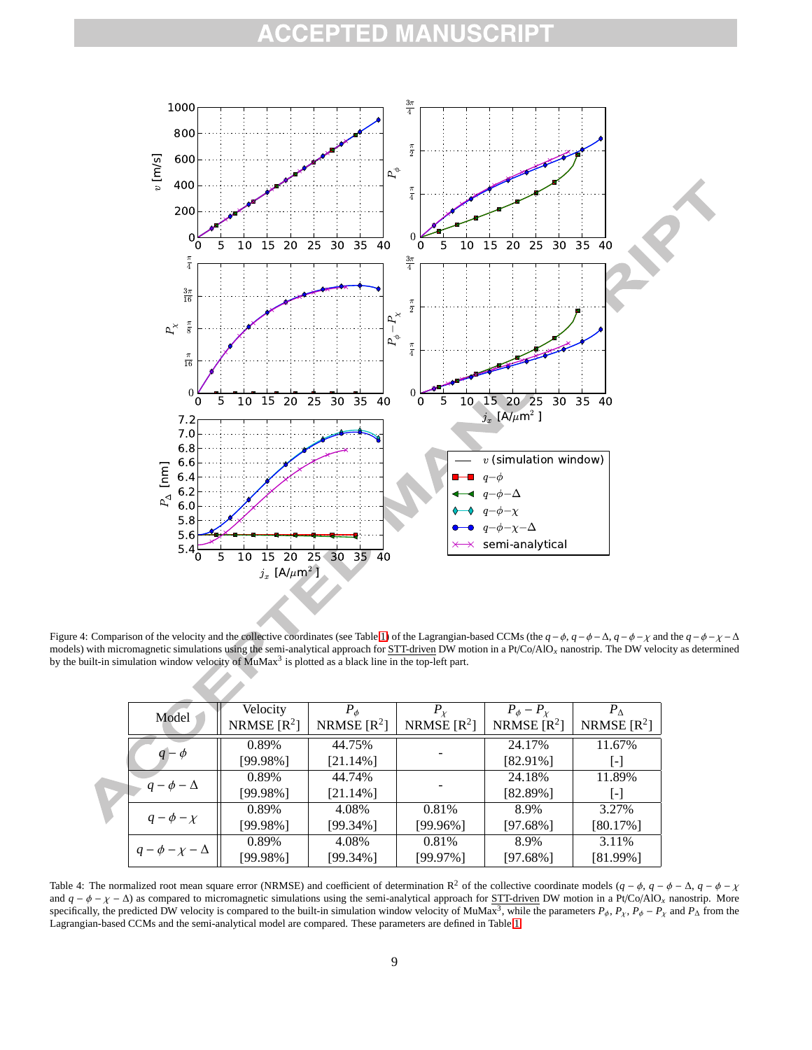Figure 4: Comparison of the velocity and the collective coordinates (see Table 1) of the Lagrangian-based CCMs (the $q-\phi$, $q-\phi-\Delta$, $q-\phi-\chi$ and the $q-\phi-\chi-\Delta$ models) with micromagnetic simulations using the semi-analytical approach for STT-driven DW motion in a Pt/Co/AlO$_x$ nanostrip. The DW velocity as determined by the built-in simulation window velocity of MuMax$^3$ is plotted as a black line in the top-left part.

| Model | Velocity NRMSE [$R^2$] | $P_\phi$ NRMSE [$R^2$] | $P_\chi$ NRMSE [$R^2$] | $P_\phi - P_\chi$ NRMSE [$R^2$] | $P_\Delta$ NRMSE [$R^2$] |
|---|---|---|---|---|---|
| $q-\phi$ | 0.89% [99.98%] | 44.75% [21.14%] | - | 24.17% [82.91%] | 11.67% [-] |
| $q-\phi-\Delta$ | 0.89% [99.98%] | 44.74% [21.14%] | - | 24.18% [82.89%] | 11.89% [-] |
| $q-\phi-\chi$ | 0.89% [99.98%] | 4.08% [99.34%] | 0.81% [99.96%] | 8.9% [97.68%] | 3.27% [80.17%] |
| $q-\phi-\chi-\Delta$ | 0.89% [99.98%] | 4.08% [99.34%] | 0.81% [99.97%] | 8.9% [97.68%] | 3.11% [81.99%] |

Table 4: The normalized root mean square error (NRMSE) and coefficient of determination $R^2$ of the collective coordinate models ($q-\phi$, $q-\phi-\Delta$, $q-\phi-\chi$ and $q-\phi-\chi-\Delta$) as compared to micromagnetic simulations using the semi-analytical approach for STT-driven DW motion in a Pt/Co/AlO$_x$ nanostrip. More specifically, the predicted DW velocity is compared to the built-in simulation window velocity of MuMax$^3$, while the parameters $P_\phi$, $P_\chi$, $P_\phi - P_\chi$ and $P_\Delta$ from the Lagrangian-based CCMs and the semi-analytical model are compared. These parameters are defined in Table 1.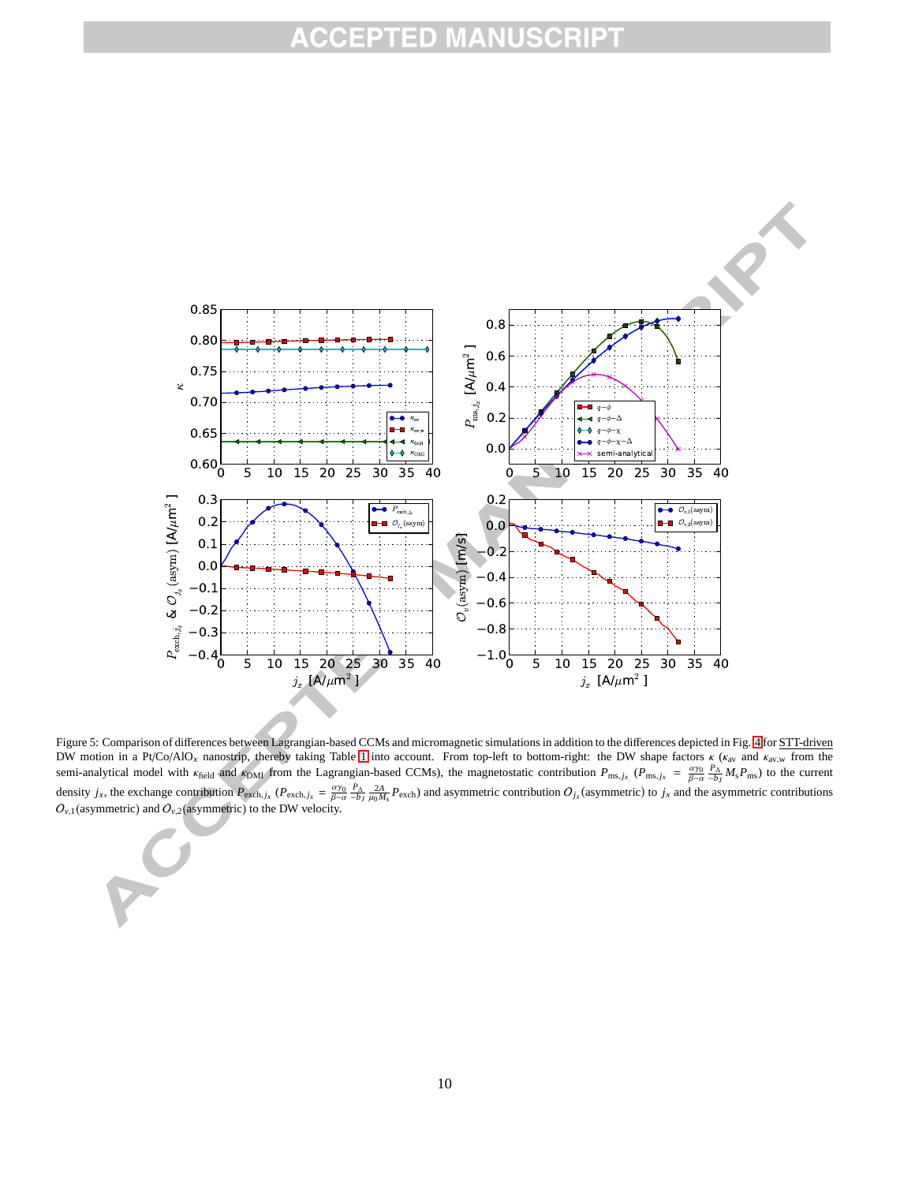Figure 5: Comparison of differences between Lagrangian-based CCMs and micromagnetic simulations in addition to the differences depicted in Fig. 4 for STT-driven DW motion in a Pt/Co/AlO$_x$ nanostrip, thereby taking Table 1 into account. From top-left to bottom-right: the DW shape factors $\kappa$ ($\kappa_{\rm av}$ and $\kappa_{\rm av,w}$ from the semi-analytical model with $\kappa_{\rm field}$ and $\kappa_{\rm DMI}$ from the Lagrangian-based CCMs), the magnetostatic contribution $P_{{\rm ms},j_x}$ ($P_{{\rm ms},j_x} = \frac{\alpha\gamma_0}{\beta-\alpha}\frac{P_\Delta}{-b_J}M_{\rm s}P_{\rm ms}$) to the current density $j_x$, the exchange contribution $P_{{\rm exch},j_x}$ ($P_{{\rm exch},j_x} = \frac{\alpha\gamma_0}{\beta-\alpha}\frac{P_\Delta}{-b_J}\frac{2A}{\mu_0 M_{\rm s}}P_{\rm exch}$) and asymmetric contribution $\mathcal{O}_{j_x}$(asymmetric) to $j_x$ and the asymmetric contributions $\mathcal{O}_{v,1}$(asymmetric) and $\mathcal{O}_{v,2}$(asymmetric) to the DW velocity.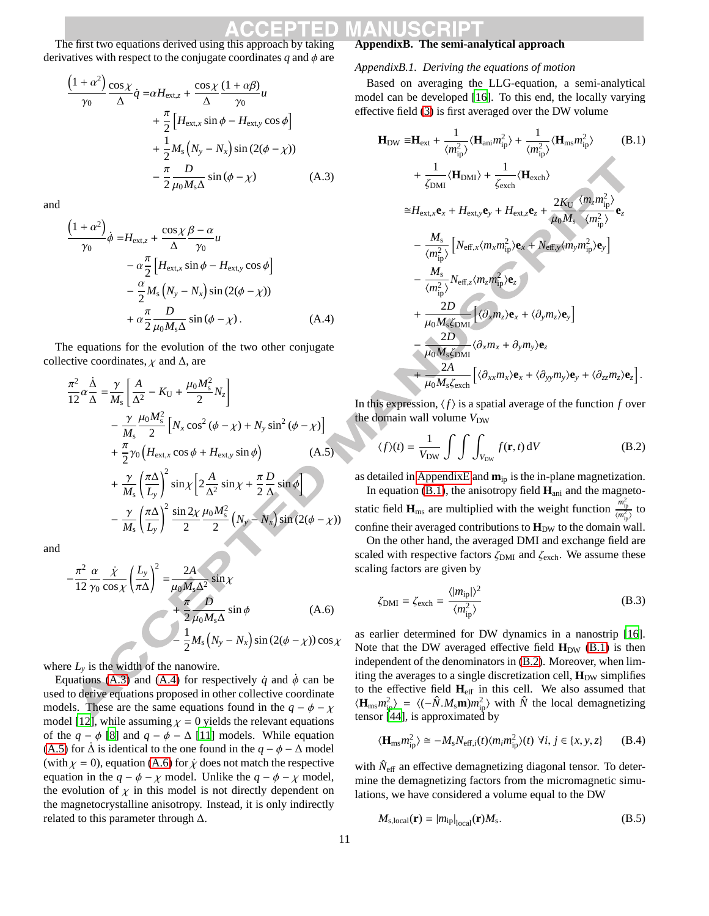The first two equations derived using this approach by taking derivatives with respect to the conjugate coordinates $q$ and $\phi$ are

$$
\begin{aligned}
\frac{\left(1+\alpha^2\right)}{\gamma_0}\frac{\cos\chi}{\Delta}\dot{q} =& \alpha H_{\text{ext},z} + \frac{\cos\chi}{\Delta}\frac{(1+\alpha\beta)}{\gamma_0}u \\
&+ \frac{\pi}{2}\left[H_{\text{ext},x}\sin\phi - H_{\text{ext},y}\cos\phi\right] \\
&+ \frac{1}{2}M_{\text{s}}\left(N_y - N_x\right)\sin\left(2(\phi-\chi)\right) \\
&- \frac{\pi}{2}\frac{D}{\mu_0 M_{\text{s}}\Delta}\sin\left(\phi-\chi\right)
\end{aligned}
\tag{A.3}
$$

and

$$
\begin{aligned}
\frac{\left(1+\alpha^2\right)}{\gamma_0}\dot{\phi} =& H_{\text{ext},z} + \frac{\cos\chi}{\Delta}\frac{\beta-\alpha}{\gamma_0}u \\
&- \alpha\frac{\pi}{2}\left[H_{\text{ext},x}\sin\phi - H_{\text{ext},y}\cos\phi\right] \\
&- \frac{\alpha}{2}M_{\text{s}}\left(N_y - N_x\right)\sin\left(2(\phi-\chi)\right) \\
&+ \alpha\frac{\pi}{2}\frac{D}{\mu_0 M_{\text{s}}\Delta}\sin\left(\phi-\chi\right).
\end{aligned}
\tag{A.4}
$$

The equations for the evolution of the two other conjugate collective coordinates, $\chi$ and $\Delta$, are

$$
\begin{aligned}
\frac{\pi^2}{12}\alpha\frac{\dot{\Delta}}{\Delta} =& \frac{\gamma}{M_{\text{s}}}\left[\frac{A}{\Delta^2} - K_{\text{U}} + \frac{\mu_0 M_{\text{s}}^2}{2}N_z\right] \\
&- \frac{\gamma}{M_{\text{s}}}\frac{\mu_0 M_{\text{s}}^2}{2}\left[N_x\cos^2\left(\phi-\chi\right) + N_y\sin^2\left(\phi-\chi\right)\right] \\
&+ \frac{\pi}{2}\gamma_0\left(H_{\text{ext},x}\cos\phi + H_{\text{ext},y}\sin\phi\right) \\
&+ \frac{\gamma}{M_{\text{s}}}\left(\frac{\pi\Delta}{L_y}\right)^2\sin\chi\left[2\frac{A}{\Delta^2}\sin\chi + \frac{\pi}{2}\frac{D}{\Delta}\sin\phi\right] \\
&- \frac{\gamma}{M_{\text{s}}}\left(\frac{\pi\Delta}{L_y}\right)^2\frac{\sin 2\chi}{2}\frac{\mu_0 M_{\text{s}}^2}{2}\left(N_y - N_x\right)\sin\left(2(\phi-\chi)\right)
\end{aligned}
\tag{A.5}
$$

and

$$
\begin{aligned}
-\frac{\pi^2}{12}\frac{\alpha}{\gamma_0}\frac{\dot{\chi}}{\cos\chi}\left(\frac{L_y}{\pi\Delta}\right)^2 =& \frac{2A}{\mu_0 M_{\text{s}}\Delta^2}\sin\chi \\
&+ \frac{\pi}{2}\frac{D}{\mu_0 M_{\text{s}}\Delta}\sin\phi \\
&- \frac{1}{2}M_{\text{s}}\left(N_y - N_x\right)\sin\left(2(\phi-\chi)\right)\cos\chi
\end{aligned}
\tag{A.6}
$$

where $L_y$ is the width of the nanowire.

Equations (A.3) and (A.4) for respectively $\dot{q}$ and $\dot{\phi}$ can be used to derive equations proposed in other collective coordinate models. These are the same equations found in the $q-\phi-\chi$ model [12], while assuming $\chi = 0$ yields the relevant equations of the $q-\phi$ [8] and $q-\phi-\Delta$ [11] models. While equation (A.5) for $\dot{\Delta}$ is identical to the one found in the $q-\phi-\Delta$ model (with $\chi = 0$), equation (A.6) for $\dot{\chi}$ does not match the respective equation in the $q-\phi-\chi$ model. Unlike the $q-\phi-\chi$ model, the evolution of $\chi$ in this model is not directly dependent on the magnetocrystalline anisotropy. Instead, it is only indirectly related to this parameter through $\Delta$.

## AppendixB. The semi-analytical approach

### AppendixB.1. Deriving the equations of motion

Based on averaging the LLG-equation, a semi-analytical model can be developed [16]. To this end, the locally varying effective field (3) is first averaged over the DW volume

$$
\begin{aligned}
\mathbf{H}_{\text{DW}} \equiv& \mathbf{H}_{\text{ext}} + \frac{1}{\langle m_{\text{ip}}^2\rangle}\langle \mathbf{H}_{\text{ani}} m_{\text{ip}}^2\rangle + \frac{1}{\langle m_{\text{ip}}^2\rangle}\langle \mathbf{H}_{\text{ms}} m_{\text{ip}}^2\rangle \\
&+ \frac{1}{\zeta_{\text{DMI}}}\langle \mathbf{H}_{\text{DMI}}\rangle + \frac{1}{\zeta_{\text{exch}}}\langle \mathbf{H}_{\text{exch}}\rangle \\
\cong& H_{\text{ext},x}\mathbf{e}_x + H_{\text{ext},y}\mathbf{e}_y + H_{\text{ext},z}\mathbf{e}_z + \frac{2K_{\text{U}}}{\mu_0 M_{\text{s}}}\frac{\langle m_z m_{\text{ip}}^2\rangle}{\langle m_{\text{ip}}^2\rangle}\mathbf{e}_z \\
&- \frac{M_{\text{s}}}{\langle m_{\text{ip}}^2\rangle}\left[N_{\text{eff},x}\langle m_x m_{\text{ip}}^2\rangle\mathbf{e}_x + N_{\text{eff},y}\langle m_y m_{\text{ip}}^2\rangle\mathbf{e}_y\right] \\
&- \frac{M_{\text{s}}}{\langle m_{\text{ip}}^2\rangle}N_{\text{eff},z}\langle m_z m_{\text{ip}}^2\rangle\mathbf{e}_z \\
&+ \frac{2D}{\mu_0 M_{\text{s}}\zeta_{\text{DMI}}}\left[\langle\partial_x m_z\rangle\mathbf{e}_x + \langle\partial_y m_z\rangle\mathbf{e}_y\right] \\
&- \frac{2D}{\mu_0 M_{\text{s}}\zeta_{\text{DMI}}}\langle\partial_x m_x + \partial_y m_y\rangle\mathbf{e}_z \\
&+ \frac{2A}{\mu_0 M_{\text{s}}\zeta_{\text{exch}}}\left[\langle\partial_{xx} m_x\rangle\mathbf{e}_x + \langle\partial_{yy} m_y\rangle\mathbf{e}_y + \langle\partial_{zz} m_z\rangle\mathbf{e}_z\right].
\end{aligned}
\tag{B.1}
$$

In this expression, $\langle f\rangle$ is a spatial average of the function $f$ over the domain wall volume $V_{\text{DW}}$

$$
\langle f\rangle(t) = \frac{1}{V_{\text{DW}}}\int\int\int_{V_{\text{DW}}} f(\mathbf{r},t)\,\text{d}V
\tag{B.2}
$$

as detailed in AppendixE and $\mathbf{m}_{\text{ip}}$ is the in-plane magnetization.

In equation (B.1), the anisotropy field $\mathbf{H}_{\text{ani}}$ and the magnetostatic field $\mathbf{H}_{\text{ms}}$ are multiplied with the weight function $\frac{m_{\text{ip}}^2}{\langle m_{\text{ip}}^2\rangle}$ to confine their averaged contributions to $\mathbf{H}_{\text{DW}}$ to the domain wall.

On the other hand, the averaged DMI and exchange field are scaled with respective factors $\zeta_{\text{DMI}}$ and $\zeta_{\text{exch}}$. We assume these scaling factors are given by

$$
\zeta_{\text{DMI}} = \zeta_{\text{exch}} = \frac{\langle|m_{\text{ip}}|\rangle^2}{\langle m_{\text{ip}}^2\rangle}
\tag{B.3}
$$

as earlier determined for DW dynamics in a nanostrip [16]. Note that the DW averaged effective field $\mathbf{H}_{\text{DW}}$ (B.1) is then independent of the denominators in (B.2). Moreover, when limiting the averages to a single discretization cell, $\mathbf{H}_{\text{DW}}$ simplifies to the effective field $\mathbf{H}_{\text{eff}}$ in this cell. We also assumed that $\langle \mathbf{H}_{\text{ms}} m_{\text{ip}}^2\rangle = \langle(-\hat{N}.M_{\text{s}}\mathbf{m})m_{\text{ip}}^2\rangle$ with $\hat{N}$ the local demagnetizing tensor [44], is approximated by

$$
\langle \mathbf{H}_{\text{ms}} m_{\text{ip}}^2\rangle \cong -M_{\text{s}}N_{\text{eff},i}(t)\langle m_i m_{\text{ip}}^2\rangle(t)\ \forall i,j \in \{x,y,z\}
\tag{B.4}
$$

with $\hat{N}_{\text{eff}}$ an effective demagnetizing diagonal tensor. To determine the demagnetizing factors from the micromagnetic simulations, we have considered a volume equal to the DW

$$
M_{\text{s,local}}(\mathbf{r}) = |m_{\text{ip}}|_{\text{local}}(\mathbf{r})M_{\text{s}}.
\tag{B.5}
$$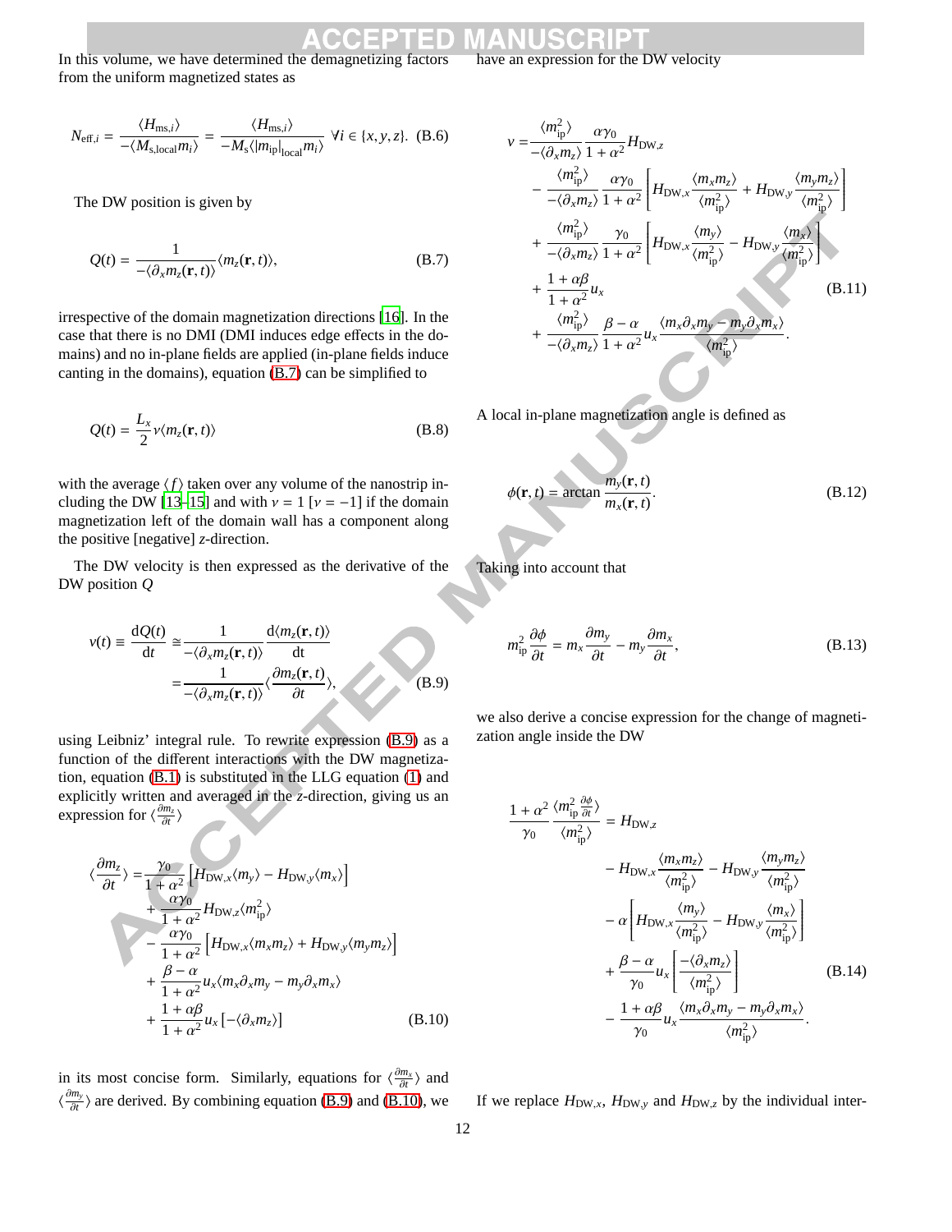In this volume, we have determined the demagnetizing factors from the uniform magnetized states as

$$N_{\mathrm{eff},i} = \frac{\langle H_{\mathrm{ms},i}\rangle}{-\langle M_{\mathrm{s,local}} m_i\rangle} = \frac{\langle H_{\mathrm{ms},i}\rangle}{-M_{\mathrm{s}}\langle |m_{\mathrm{ip}}|_{\mathrm{local}} m_i\rangle} \;\forall i \in \{x,y,z\}. \quad \text{(B.6)}$$

The DW position is given by

$$Q(t) = \frac{1}{-\langle \partial_x m_z(\mathbf{r},t)\rangle}\langle m_z(\mathbf{r},t)\rangle, \quad \text{(B.7)}$$

irrespective of the domain magnetization directions [16]. In the case that there is no DMI (DMI induces edge effects in the domains) and no in-plane fields are applied (in-plane fields induce canting in the domains), equation (B.7) can be simplified to

$$Q(t) = \frac{L_x}{2}\nu\langle m_z(\mathbf{r},t)\rangle \quad \text{(B.8)}$$

with the average $\langle f\rangle$ taken over any volume of the nanostrip including the DW [13–15] and with $\nu = 1$ [$\nu = -1$] if the domain magnetization left of the domain wall has a component along the positive [negative] $z$-direction.

The DW velocity is then expressed as the derivative of the DW position $Q$

$$\begin{aligned} v(t) \equiv \frac{\mathrm{d}Q(t)}{\mathrm{d}t} &\cong \frac{1}{-\langle \partial_x m_z(\mathbf{r},t)\rangle}\frac{\mathrm{d}\langle m_z(\mathbf{r},t)\rangle}{\mathrm{d}t} \\ &= \frac{1}{-\langle \partial_x m_z(\mathbf{r},t)\rangle}\langle \frac{\partial m_z(\mathbf{r},t)}{\partial t}\rangle, \end{aligned} \quad \text{(B.9)}$$

using Leibniz' integral rule. To rewrite expression (B.9) as a function of the different interactions with the DW magnetization, equation (B.1) is substituted in the LLG equation (1) and explicitly written and averaged in the $z$-direction, giving us an expression for $\langle \frac{\partial m_z}{\partial t}\rangle$

$$\begin{aligned} \langle \frac{\partial m_z}{\partial t}\rangle =& \frac{\gamma_0}{1+\alpha^2}\left[H_{\mathrm{DW},x}\langle m_y\rangle - H_{\mathrm{DW},y}\langle m_x\rangle\right] \\ &+ \frac{\alpha\gamma_0}{1+\alpha^2}H_{\mathrm{DW},z}\langle m_{\mathrm{ip}}^2\rangle \\ &- \frac{\alpha\gamma_0}{1+\alpha^2}\left[H_{\mathrm{DW},x}\langle m_x m_z\rangle + H_{\mathrm{DW},y}\langle m_y m_z\rangle\right] \\ &+ \frac{\beta-\alpha}{1+\alpha^2}u_x\langle m_x\partial_x m_y - m_y\partial_x m_x\rangle \\ &+ \frac{1+\alpha\beta}{1+\alpha^2}u_x\left[-\langle \partial_x m_z\rangle\right] \end{aligned} \quad \text{(B.10)}$$

in its most concise form. Similarly, equations for $\langle \frac{\partial m_x}{\partial t}\rangle$ and $\langle \frac{\partial m_y}{\partial t}\rangle$ are derived. By combining equation (B.9) and (B.10), we have an expression for the DW velocity

$$\begin{aligned} v =& \frac{\langle m_{\mathrm{ip}}^2\rangle}{-\langle \partial_x m_z\rangle}\frac{\alpha\gamma_0}{1+\alpha^2}H_{\mathrm{DW},z} \\ &- \frac{\langle m_{\mathrm{ip}}^2\rangle}{-\langle \partial_x m_z\rangle}\frac{\alpha\gamma_0}{1+\alpha^2}\left[H_{\mathrm{DW},x}\frac{\langle m_x m_z\rangle}{\langle m_{\mathrm{ip}}^2\rangle} + H_{\mathrm{DW},y}\frac{\langle m_y m_z\rangle}{\langle m_{\mathrm{ip}}^2\rangle}\right] \\ &+ \frac{\langle m_{\mathrm{ip}}^2\rangle}{-\langle \partial_x m_z\rangle}\frac{\gamma_0}{1+\alpha^2}\left[H_{\mathrm{DW},x}\frac{\langle m_y\rangle}{\langle m_{\mathrm{ip}}^2\rangle} - H_{\mathrm{DW},y}\frac{\langle m_x\rangle}{\langle m_{\mathrm{ip}}^2\rangle}\right] \\ &+ \frac{1+\alpha\beta}{1+\alpha^2}u_x \\ &+ \frac{\langle m_{\mathrm{ip}}^2\rangle}{-\langle \partial_x m_z\rangle}\frac{\beta-\alpha}{1+\alpha^2}u_x\frac{\langle m_x\partial_x m_y - m_y\partial_x m_x\rangle}{\langle m_{\mathrm{ip}}^2\rangle}. \end{aligned} \quad \text{(B.11)}$$

A local in-plane magnetization angle is defined as

$$\phi(\mathbf{r},t) = \arctan\frac{m_y(\mathbf{r},t)}{m_x(\mathbf{r},t)}. \quad \text{(B.12)}$$

Taking into account that

$$m_{\mathrm{ip}}^2\frac{\partial\phi}{\partial t} = m_x\frac{\partial m_y}{\partial t} - m_y\frac{\partial m_x}{\partial t}, \quad \text{(B.13)}$$

we also derive a concise expression for the change of magnetization angle inside the DW

$$\begin{aligned} \frac{1+\alpha^2}{\gamma_0}\frac{\langle m_{\mathrm{ip}}^2\frac{\partial\phi}{\partial t}\rangle}{\langle m_{\mathrm{ip}}^2\rangle} =& H_{\mathrm{DW},z} \\ &- H_{\mathrm{DW},x}\frac{\langle m_x m_z\rangle}{\langle m_{\mathrm{ip}}^2\rangle} - H_{\mathrm{DW},y}\frac{\langle m_y m_z\rangle}{\langle m_{\mathrm{ip}}^2\rangle} \\ &- \alpha\left[H_{\mathrm{DW},x}\frac{\langle m_y\rangle}{\langle m_{\mathrm{ip}}^2\rangle} - H_{\mathrm{DW},y}\frac{\langle m_x\rangle}{\langle m_{\mathrm{ip}}^2\rangle}\right] \\ &+ \frac{\beta-\alpha}{\gamma_0}u_x\left[\frac{-\langle \partial_x m_z\rangle}{\langle m_{\mathrm{ip}}^2\rangle}\right] \\ &- \frac{1+\alpha\beta}{\gamma_0}u_x\frac{\langle m_x\partial_x m_y - m_y\partial_x m_x\rangle}{\langle m_{\mathrm{ip}}^2\rangle}. \end{aligned} \quad \text{(B.14)}$$

If we replace $H_{\mathrm{DW},x}$, $H_{\mathrm{DW},y}$ and $H_{\mathrm{DW},z}$ by the individual inter-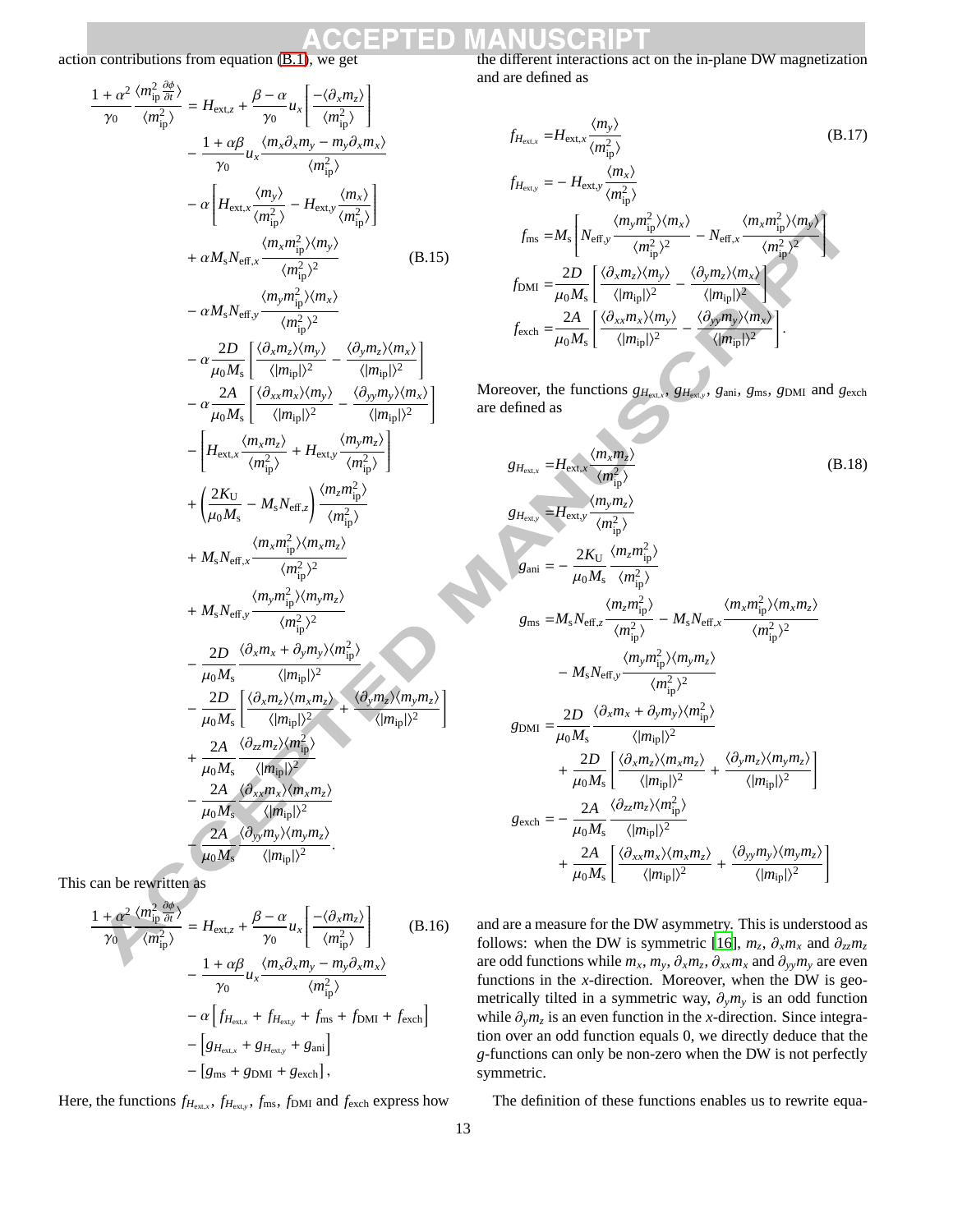action contributions from equation (B.1), we get

$$
\begin{aligned}
\frac{1+\alpha^2}{\gamma_0}\frac{\langle m_{\rm ip}^2 \frac{\partial \phi}{\partial t}\rangle}{\langle m_{\rm ip}^2\rangle} &= H_{{\rm ext},z} + \frac{\beta-\alpha}{\gamma_0}u_x\left[\frac{-\langle \partial_x m_z\rangle}{\langle m_{\rm ip}^2\rangle}\right] \\
&- \frac{1+\alpha\beta}{\gamma_0}u_x\frac{\langle m_x\partial_x m_y - m_y\partial_x m_x\rangle}{\langle m_{\rm ip}^2\rangle} \\
&- \alpha\left[H_{{\rm ext},x}\frac{\langle m_y\rangle}{\langle m_{\rm ip}^2\rangle} - H_{{\rm ext},y}\frac{\langle m_x\rangle}{\langle m_{\rm ip}^2\rangle}\right] \\
&+ \alpha M_{\rm s} N_{{\rm eff},x}\frac{\langle m_x m_{\rm ip}^2\rangle\langle m_y\rangle}{\langle m_{\rm ip}^2\rangle^2} \\
&- \alpha M_{\rm s} N_{{\rm eff},y}\frac{\langle m_y m_{\rm ip}^2\rangle\langle m_x\rangle}{\langle m_{\rm ip}^2\rangle^2} \\
&- \alpha\frac{2D}{\mu_0 M_{\rm s}}\left[\frac{\langle\partial_x m_z\rangle\langle m_y\rangle}{\langle|m_{\rm ip}|\rangle^2} - \frac{\langle\partial_y m_z\rangle\langle m_x\rangle}{\langle|m_{\rm ip}|\rangle^2}\right] \\
&- \alpha\frac{2A}{\mu_0 M_{\rm s}}\left[\frac{\langle\partial_{xx} m_x\rangle\langle m_y\rangle}{\langle|m_{\rm ip}|\rangle^2} - \frac{\langle\partial_{yy} m_y\rangle\langle m_x\rangle}{\langle|m_{\rm ip}|\rangle^2}\right] \\
&- \left[H_{{\rm ext},x}\frac{\langle m_x m_z\rangle}{\langle m_{\rm ip}^2\rangle} + H_{{\rm ext},y}\frac{\langle m_y m_z\rangle}{\langle m_{\rm ip}^2\rangle}\right] \\
&+ \left(\frac{2K_{\rm U}}{\mu_0 M_{\rm s}} - M_{\rm s}N_{{\rm eff},z}\right)\frac{\langle m_z m_{\rm ip}^2\rangle}{\langle m_{\rm ip}^2\rangle} \\
&+ M_{\rm s}N_{{\rm eff},x}\frac{\langle m_x m_{\rm ip}^2\rangle\langle m_x m_z\rangle}{\langle m_{\rm ip}^2\rangle^2} \\
&+ M_{\rm s}N_{{\rm eff},y}\frac{\langle m_y m_{\rm ip}^2\rangle\langle m_y m_z\rangle}{\langle m_{\rm ip}^2\rangle^2} \\
&- \frac{2D}{\mu_0 M_{\rm s}}\frac{\langle \partial_x m_x + \partial_y m_y\rangle\langle m_{\rm ip}^2\rangle}{\langle|m_{\rm ip}|\rangle^2} \\
&- \frac{2D}{\mu_0 M_{\rm s}}\left[\frac{\langle\partial_x m_z\rangle\langle m_x m_z\rangle}{\langle|m_{\rm ip}|\rangle^2} + \frac{\langle\partial_y m_z\rangle\langle m_y m_z\rangle}{\langle|m_{\rm ip}|\rangle^2}\right] \\
&+ \frac{2A}{\mu_0 M_{\rm s}}\frac{\langle\partial_{zz} m_z\rangle\langle m_{\rm ip}^2\rangle}{\langle|m_{\rm ip}|\rangle^2} \\
&- \frac{2A}{\mu_0 M_{\rm s}}\frac{\langle\partial_{xx} m_x\rangle\langle m_x m_z\rangle}{\langle|m_{\rm ip}|\rangle^2} \\
&- \frac{2A}{\mu_0 M_{\rm s}}\frac{\langle\partial_{yy} m_y\rangle\langle m_y m_z\rangle}{\langle|m_{\rm ip}|\rangle^2}.
\end{aligned} \tag{B.15}
$$

This can be rewritten as

$$
\begin{aligned}
\frac{1+\alpha^2}{\gamma_0}\frac{\langle m_{\rm ip}^2 \frac{\partial \phi}{\partial t}\rangle}{\langle m_{\rm ip}^2\rangle} &= H_{{\rm ext},z} + \frac{\beta-\alpha}{\gamma_0}u_x\left[\frac{-\langle \partial_x m_z\rangle}{\langle m_{\rm ip}^2\rangle}\right] \\
&- \frac{1+\alpha\beta}{\gamma_0}u_x\frac{\langle m_x\partial_x m_y - m_y\partial_x m_x\rangle}{\langle m_{\rm ip}^2\rangle} \\
&- \alpha\left[f_{H_{{\rm ext},x}} + f_{H_{{\rm ext},y}} + f_{\rm ms} + f_{\rm DMI} + f_{\rm exch}\right] \\
&- \left[g_{H_{{\rm ext},x}} + g_{H_{{\rm ext},y}} + g_{\rm ani}\right] \\
&- \left[g_{\rm ms} + g_{\rm DMI} + g_{\rm exch}\right],
\end{aligned} \tag{B.16}
$$

Here, the functions $f_{H_{{\rm ext},x}}$, $f_{H_{{\rm ext},y}}$, $f_{\rm ms}$, $f_{\rm DMI}$ and $f_{\rm exch}$ express how the different interactions act on the in-plane DW magnetization and are defined as

$$
\begin{aligned}
f_{H_{{\rm ext},x}} &= H_{{\rm ext},x}\frac{\langle m_y\rangle}{\langle m_{\rm ip}^2\rangle} \\
f_{H_{{\rm ext},y}} &= -H_{{\rm ext},y}\frac{\langle m_x\rangle}{\langle m_{\rm ip}^2\rangle} \\
f_{\rm ms} &= M_{\rm s}\left[N_{{\rm eff},y}\frac{\langle m_y m_{\rm ip}^2\rangle\langle m_x\rangle}{\langle m_{\rm ip}^2\rangle^2} - N_{{\rm eff},x}\frac{\langle m_x m_{\rm ip}^2\rangle\langle m_y\rangle}{\langle m_{\rm ip}^2\rangle^2}\right] \\
f_{\rm DMI} &= \frac{2D}{\mu_0 M_{\rm s}}\left[\frac{\langle\partial_x m_z\rangle\langle m_y\rangle}{\langle|m_{\rm ip}|\rangle^2} - \frac{\langle\partial_y m_z\rangle\langle m_x\rangle}{\langle|m_{\rm ip}|\rangle^2}\right] \\
f_{\rm exch} &= \frac{2A}{\mu_0 M_{\rm s}}\left[\frac{\langle\partial_{xx} m_x\rangle\langle m_y\rangle}{\langle|m_{\rm ip}|\rangle^2} - \frac{\langle\partial_{yy} m_y\rangle\langle m_x\rangle}{\langle|m_{\rm ip}|\rangle^2}\right].
\end{aligned} \tag{B.17}
$$

Moreover, the functions $g_{H_{{\rm ext},x}}$, $g_{H_{{\rm ext},y}}$, $g_{\rm ani}$, $g_{\rm ms}$, $g_{\rm DMI}$ and $g_{\rm exch}$ are defined as

$$
\begin{aligned}
g_{H_{{\rm ext},x}} &= H_{{\rm ext},x}\frac{\langle m_x m_z\rangle}{\langle m_{\rm ip}^2\rangle} \\
g_{H_{{\rm ext},y}} &= H_{{\rm ext},y}\frac{\langle m_y m_z\rangle}{\langle m_{\rm ip}^2\rangle} \\
g_{\rm ani} &= -\frac{2K_{\rm U}}{\mu_0 M_{\rm s}}\frac{\langle m_z m_{\rm ip}^2\rangle}{\langle m_{\rm ip}^2\rangle} \\
g_{\rm ms} &= M_{\rm s}N_{{\rm eff},z}\frac{\langle m_z m_{\rm ip}^2\rangle}{\langle m_{\rm ip}^2\rangle} - M_{\rm s}N_{{\rm eff},x}\frac{\langle m_x m_{\rm ip}^2\rangle\langle m_x m_z\rangle}{\langle m_{\rm ip}^2\rangle^2} \\
&\quad - M_{\rm s}N_{{\rm eff},y}\frac{\langle m_y m_{\rm ip}^2\rangle\langle m_y m_z\rangle}{\langle m_{\rm ip}^2\rangle^2} \\
g_{\rm DMI} &= \frac{2D}{\mu_0 M_{\rm s}}\frac{\langle \partial_x m_x + \partial_y m_y\rangle\langle m_{\rm ip}^2\rangle}{\langle|m_{\rm ip}|\rangle^2} \\
&\quad + \frac{2D}{\mu_0 M_{\rm s}}\left[\frac{\langle\partial_x m_z\rangle\langle m_x m_z\rangle}{\langle|m_{\rm ip}|\rangle^2} + \frac{\langle\partial_y m_z\rangle\langle m_y m_z\rangle}{\langle|m_{\rm ip}|\rangle^2}\right] \\
g_{\rm exch} &= -\frac{2A}{\mu_0 M_{\rm s}}\frac{\langle\partial_{zz} m_z\rangle\langle m_{\rm ip}^2\rangle}{\langle|m_{\rm ip}|\rangle^2} \\
&\quad + \frac{2A}{\mu_0 M_{\rm s}}\left[\frac{\langle\partial_{xx} m_x\rangle\langle m_x m_z\rangle}{\langle|m_{\rm ip}|\rangle^2} + \frac{\langle\partial_{yy} m_y\rangle\langle m_y m_z\rangle}{\langle|m_{\rm ip}|\rangle^2}\right]
\end{aligned} \tag{B.18}
$$

and are a measure for the DW asymmetry. This is understood as follows: when the DW is symmetric [16], $m_z$, $\partial_x m_x$ and $\partial_{zz} m_z$ are odd functions while $m_x$, $m_y$, $\partial_x m_z$, $\partial_{xx} m_x$ and $\partial_{yy} m_y$ are even functions in the $x$-direction. Moreover, when the DW is geometrically tilted in a symmetric way, $\partial_y m_y$ is an odd function while $\partial_y m_z$ is an even function in the $x$-direction. Since integration over an odd function equals 0, we directly deduce that the $g$-functions can only be non-zero when the DW is not perfectly symmetric.

The definition of these functions enables us to rewrite equa-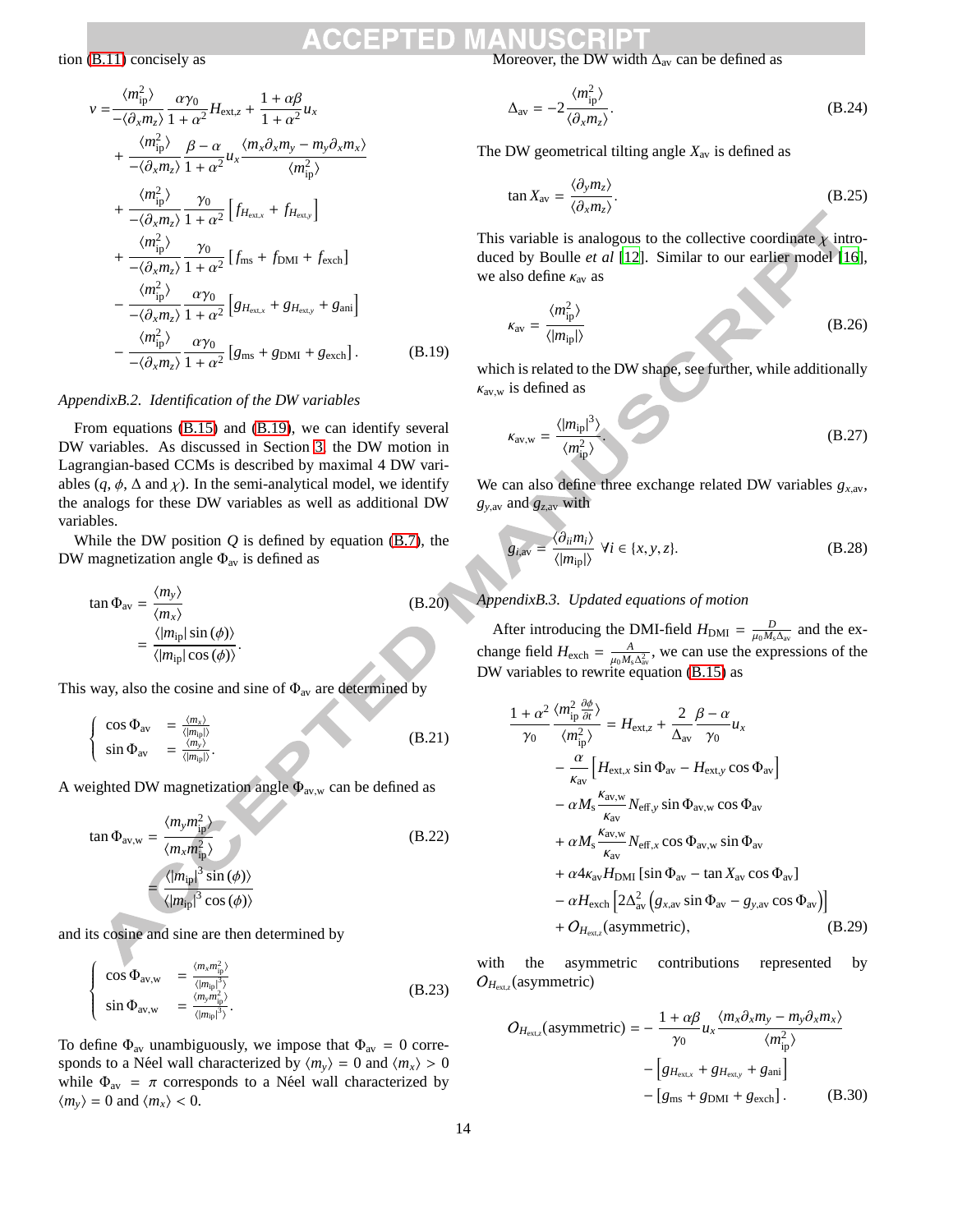tion (B.11) concisely as

$$
\begin{aligned}
v =& \frac{\langle m_{\text{ip}}^2 \rangle}{-\langle \partial_x m_z \rangle} \frac{\alpha \gamma_0}{1+\alpha^2} H_{\text{ext},z} + \frac{1+\alpha\beta}{1+\alpha^2} u_x \\
&+ \frac{\langle m_{\text{ip}}^2 \rangle}{-\langle \partial_x m_z \rangle} \frac{\beta - \alpha}{1+\alpha^2} u_x \frac{\langle m_x \partial_x m_y - m_y \partial_x m_x \rangle}{\langle m_{\text{ip}}^2 \rangle} \\
&+ \frac{\langle m_{\text{ip}}^2 \rangle}{-\langle \partial_x m_z \rangle} \frac{\gamma_0}{1+\alpha^2} \left[ f_{H_{\text{ext},x}} + f_{H_{\text{ext},y}} \right] \\
&+ \frac{\langle m_{\text{ip}}^2 \rangle}{-\langle \partial_x m_z \rangle} \frac{\gamma_0}{1+\alpha^2} \left[ f_{\text{ms}} + f_{\text{DMI}} + f_{\text{exch}} \right] \\
&- \frac{\langle m_{\text{ip}}^2 \rangle}{-\langle \partial_x m_z \rangle} \frac{\alpha \gamma_0}{1+\alpha^2} \left[ g_{H_{\text{ext},x}} + g_{H_{\text{ext},y}} + g_{\text{ani}} \right] \\
&- \frac{\langle m_{\text{ip}}^2 \rangle}{-\langle \partial_x m_z \rangle} \frac{\alpha \gamma_0}{1+\alpha^2} \left[ g_{\text{ms}} + g_{\text{DMI}} + g_{\text{exch}} \right].
\end{aligned}
\tag{B.19}
$$

*AppendixB.2. Identification of the DW variables*

From equations (B.15) and (B.19), we can identify several DW variables. As discussed in Section 3, the DW motion in Lagrangian-based CCMs is described by maximal 4 DW variables ($q$, $\phi$, $\Delta$ and $\chi$). In the semi-analytical model, we identify the analogs for these DW variables as well as additional DW variables.

While the DW position $Q$ is defined by equation (B.7), the DW magnetization angle $\Phi_{\text{av}}$ is defined as

$$
\begin{aligned}
\tan \Phi_{\text{av}} &= \frac{\langle m_y \rangle}{\langle m_x \rangle} \\
&= \frac{\langle |m_{\text{ip}}| \sin(\phi) \rangle}{\langle |m_{\text{ip}}| \cos(\phi) \rangle}.
\end{aligned}
\tag{B.20}
$$

This way, also the cosine and sine of $\Phi_{\text{av}}$ are determined by

$$
\begin{cases}
\cos \Phi_{\text{av}} &= \frac{\langle m_x \rangle}{\langle |m_{\text{ip}}| \rangle} \\
\sin \Phi_{\text{av}} &= \frac{\langle m_y \rangle}{\langle |m_{\text{ip}}| \rangle}.
\end{cases}
\tag{B.21}
$$

A weighted DW magnetization angle $\Phi_{\text{av,w}}$ can be defined as

$$
\begin{aligned}
\tan \Phi_{\text{av,w}} &= \frac{\langle m_y m_{\text{ip}}^2 \rangle}{\langle m_x m_{\text{ip}}^2 \rangle} \\
&= \frac{\langle |m_{\text{ip}}|^3 \sin(\phi) \rangle}{\langle |m_{\text{ip}}|^3 \cos(\phi) \rangle}
\end{aligned}
\tag{B.22}
$$

and its cosine and sine are then determined by

$$
\begin{cases}
\cos \Phi_{\text{av,w}} &= \frac{\langle m_x m_{\text{ip}}^2 \rangle}{\langle |m_{\text{ip}}|^3 \rangle} \\
\sin \Phi_{\text{av,w}} &= \frac{\langle m_y m_{\text{ip}}^2 \rangle}{\langle |m_{\text{ip}}|^3 \rangle}.
\end{cases}
\tag{B.23}
$$

To define $\Phi_{\text{av}}$ unambiguously, we impose that $\Phi_{\text{av}} = 0$ corresponds to a Néel wall characterized by $\langle m_y \rangle = 0$ and $\langle m_x \rangle > 0$ while $\Phi_{\text{av}} = \pi$ corresponds to a Néel wall characterized by $\langle m_y \rangle = 0$ and $\langle m_x \rangle < 0$.

Moreover, the DW width $\Delta_{\text{av}}$ can be defined as

$$
\Delta_{\text{av}} = -2 \frac{\langle m_{\text{ip}}^2 \rangle}{\langle \partial_x m_z \rangle}.
\tag{B.24}
$$

The DW geometrical tilting angle $X_{\text{av}}$ is defined as

$$
\tan X_{\text{av}} = \frac{\langle \partial_y m_z \rangle}{\langle \partial_x m_z \rangle}.
\tag{B.25}
$$

This variable is analogous to the collective coordinate $\chi$ introduced by Boulle *et al* [12]. Similar to our earlier model [16], we also define $\kappa_{\text{av}}$ as

$$
\kappa_{\text{av}} = \frac{\langle m_{\text{ip}}^2 \rangle}{\langle |m_{\text{ip}}| \rangle}
\tag{B.26}
$$

which is related to the DW shape, see further, while additionally $\kappa_{\text{av,w}}$ is defined as

$$
\kappa_{\text{av,w}} = \frac{\langle |m_{\text{ip}}|^3 \rangle}{\langle m_{\text{ip}}^2 \rangle}.
\tag{B.27}
$$

We can also define three exchange related DW variables $g_{x,\text{av}}$, $g_{y,\text{av}}$ and $g_{z,\text{av}}$ with

$$
g_{i,\text{av}} = \frac{\langle \partial_{ii} m_i \rangle}{\langle |m_{\text{ip}}| \rangle} \ \ \forall i \in \{x, y, z\}.
\tag{B.28}
$$

*AppendixB.3. Updated equations of motion*

After introducing the DMI-field $H_{\text{DMI}} = \frac{D}{\mu_0 M_s \Delta_{\text{av}}}$ and the exchange field $H_{\text{exch}} = \frac{A}{\mu_0 M_s \Delta_{\text{av}}^2}$, we can use the expressions of the DW variables to rewrite equation (B.15) as

$$
\begin{aligned}
\frac{1+\alpha^2}{\gamma_0} \frac{\langle m_{\text{ip}}^2 \frac{\partial \phi}{\partial t} \rangle}{\langle m_{\text{ip}}^2 \rangle} =& H_{\text{ext},z} + \frac{2}{\Delta_{\text{av}}} \frac{\beta - \alpha}{\gamma_0} u_x \\
&- \frac{\alpha}{\kappa_{\text{av}}} \left[ H_{\text{ext},x} \sin \Phi_{\text{av}} - H_{\text{ext},y} \cos \Phi_{\text{av}} \right] \\
&- \alpha M_s \frac{\kappa_{\text{av,w}}}{\kappa_{\text{av}}} N_{\text{eff},y} \sin \Phi_{\text{av,w}} \cos \Phi_{\text{av}} \\
&+ \alpha M_s \frac{\kappa_{\text{av,w}}}{\kappa_{\text{av}}} N_{\text{eff},x} \cos \Phi_{\text{av,w}} \sin \Phi_{\text{av}} \\
&+ \alpha 4 \kappa_{\text{av}} H_{\text{DMI}} \left[ \sin \Phi_{\text{av}} - \tan X_{\text{av}} \cos \Phi_{\text{av}} \right] \\
&- \alpha H_{\text{exch}} \left[ 2 \Delta_{\text{av}}^2 \left( g_{x,\text{av}} \sin \Phi_{\text{av}} - g_{y,\text{av}} \cos \Phi_{\text{av}} \right) \right] \\
&+ O_{H_{\text{ext},z}}(\text{asymmetric}),
\end{aligned}
\tag{B.29}
$$

with the asymmetric contributions represented by $O_{H_{\text{ext},z}}(\text{asymmetric})$

$$
\begin{aligned}
O_{H_{\text{ext},z}}(\text{asymmetric}) = & - \frac{1+\alpha\beta}{\gamma_0} u_x \frac{\langle m_x \partial_x m_y - m_y \partial_x m_x \rangle}{\langle m_{\text{ip}}^2 \rangle} \\
&- \left[ g_{H_{\text{ext},x}} + g_{H_{\text{ext},y}} + g_{\text{ani}} \right] \\
&- \left[ g_{\text{ms}} + g_{\text{DMI}} + g_{\text{exch}} \right].
\end{aligned}
\tag{B.30}
$$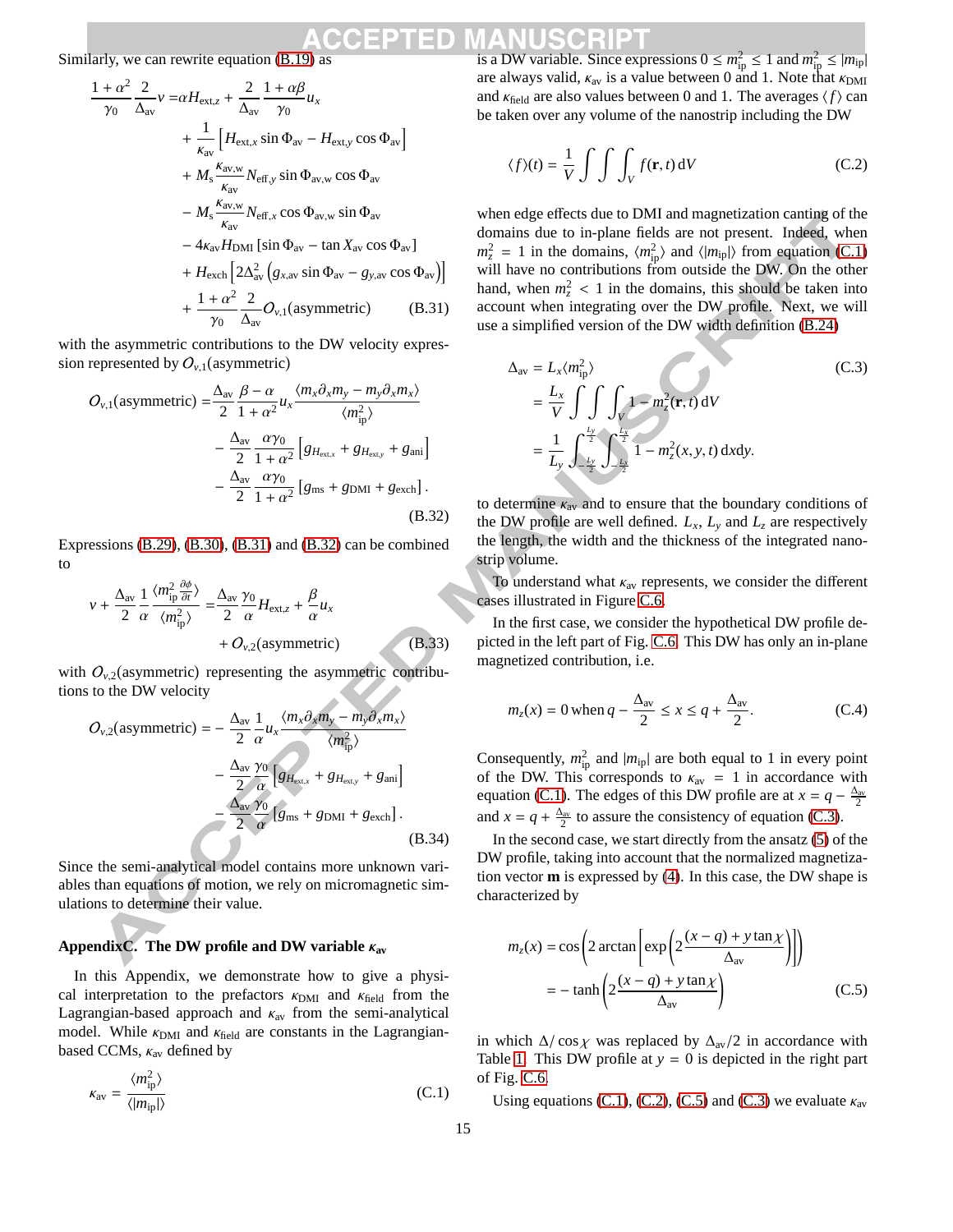Similarly, we can rewrite equation (B.19) as

$$
\begin{aligned}
\frac{1+\alpha^2}{\gamma_0}\frac{2}{\Delta_{\rm av}}v =& \alpha H_{{\rm ext},z} + \frac{2}{\Delta_{\rm av}}\frac{1+\alpha\beta}{\gamma_0}u_x \\
&+ \frac{1}{\kappa_{\rm av}}\left[H_{{\rm ext},x}\sin\Phi_{\rm av} - H_{{\rm ext},y}\cos\Phi_{\rm av}\right] \\
&+ M_{\rm s}\frac{\kappa_{\rm av,w}}{\kappa_{\rm av}}N_{{\rm eff},y}\sin\Phi_{\rm av,w}\cos\Phi_{\rm av} \\
&- M_{\rm s}\frac{\kappa_{\rm av,w}}{\kappa_{\rm av}}N_{{\rm eff},x}\cos\Phi_{\rm av,w}\sin\Phi_{\rm av} \\
&- 4\kappa_{\rm av}H_{\rm DMI}\left[\sin\Phi_{\rm av} - \tan X_{\rm av}\cos\Phi_{\rm av}\right] \\
&+ H_{\rm exch}\left[2\Delta_{\rm av}^2\left(g_{x,{\rm av}}\sin\Phi_{\rm av} - g_{y,{\rm av}}\cos\Phi_{\rm av}\right)\right] \\
&+ \frac{1+\alpha^2}{\gamma_0}\frac{2}{\Delta_{\rm av}}O_{v,1}(\text{asymmetric}) \qquad \text{(B.31)}
\end{aligned}
$$

with the asymmetric contributions to the DW velocity expression represented by $O_{v,1}$(asymmetric)

$$
\begin{aligned}
O_{v,1}(\text{asymmetric}) =& \frac{\Delta_{\rm av}}{2}\frac{\beta-\alpha}{1+\alpha^2}u_x\frac{\langle m_x\partial_x m_y - m_y\partial_x m_x\rangle}{\langle m_{\rm ip}^2\rangle} \\
&- \frac{\Delta_{\rm av}}{2}\frac{\alpha\gamma_0}{1+\alpha^2}\left[g_{H_{{\rm ext},x}} + g_{H_{{\rm ext},y}} + g_{\rm ani}\right] \\
&- \frac{\Delta_{\rm av}}{2}\frac{\alpha\gamma_0}{1+\alpha^2}\left[g_{\rm ms} + g_{\rm DMI} + g_{\rm exch}\right]. \qquad \text{(B.32)}
\end{aligned}
$$

Expressions (B.29), (B.30), (B.31) and (B.32) can be combined to

$$
\begin{aligned}
v + \frac{\Delta_{\rm av}}{2}\frac{1}{\alpha}\frac{\langle m_{\rm ip}^2\frac{\partial\phi}{\partial t}\rangle}{\langle m_{\rm ip}^2\rangle} =& \frac{\Delta_{\rm av}}{2}\frac{\gamma_0}{\alpha}H_{{\rm ext},z} + \frac{\beta}{\alpha}u_x \\
&+ O_{v,2}(\text{asymmetric}) \qquad \text{(B.33)}
\end{aligned}
$$

with $O_{v,2}$(asymmetric) representing the asymmetric contributions to the DW velocity

$$
\begin{aligned}
O_{v,2}(\text{asymmetric}) =& -\frac{\Delta_{\rm av}}{2}\frac{1}{\alpha}u_x\frac{\langle m_x\partial_x m_y - m_y\partial_x m_x\rangle}{\langle m_{\rm ip}^2\rangle} \\
&- \frac{\Delta_{\rm av}}{2}\frac{\gamma_0}{\alpha}\left[g_{H_{{\rm ext},x}} + g_{H_{{\rm ext},y}} + g_{\rm ani}\right] \\
&- \frac{\Delta_{\rm av}}{2}\frac{\gamma_0}{\alpha}\left[g_{\rm ms} + g_{\rm DMI} + g_{\rm exch}\right]. \qquad \text{(B.34)}
\end{aligned}
$$

Since the semi-analytical model contains more unknown variables than equations of motion, we rely on micromagnetic simulations to determine their value.

## AppendixC. The DW profile and DW variable $\kappa_{\rm av}$

In this Appendix, we demonstrate how to give a physical interpretation to the prefactors $\kappa_{\rm DMI}$ and $\kappa_{\rm field}$ from the Lagrangian-based approach and $\kappa_{\rm av}$ from the semi-analytical model. While $\kappa_{\rm DMI}$ and $\kappa_{\rm field}$ are constants in the Lagrangian-based CCMs, $\kappa_{\rm av}$ defined by

$$
\kappa_{\rm av} = \frac{\langle m_{\rm ip}^2\rangle}{\langle |m_{\rm ip}|\rangle} \qquad \text{(C.1)}
$$

is a DW variable. Since expressions $0 \le m_{\rm ip}^2 \le 1$ and $m_{\rm ip}^2 \le |m_{\rm ip}|$ are always valid, $\kappa_{\rm av}$ is a value between 0 and 1. Note that $\kappa_{\rm DMI}$ and $\kappa_{\rm field}$ are also values between 0 and 1. The averages $\langle f\rangle$ can be taken over any volume of the nanostrip including the DW

$$
\langle f\rangle(t) = \frac{1}{V}\int\int\int_V f(\mathbf{r},t)\,{\rm d}V \qquad \text{(C.2)}
$$

when edge effects due to DMI and magnetization canting of the domains due to in-plane fields are not present. Indeed, when $m_z^2 = 1$ in the domains, $\langle m_{\rm ip}^2\rangle$ and $\langle |m_{\rm ip}|\rangle$ from equation (C.1) will have no contributions from outside the DW. On the other hand, when $m_z^2 < 1$ in the domains, this should be taken into account when integrating over the DW profile. Next, we will use a simplified version of the DW width definition (B.24)

$$
\begin{aligned}
\Delta_{\rm av} &= L_x\langle m_{\rm ip}^2\rangle \qquad \text{(C.3)} \\
&= \frac{L_x}{V}\int\int\int_V 1 - m_z^2(\mathbf{r},t)\,{\rm d}V \\
&= \frac{1}{L_y}\int_{-\frac{L_y}{2}}^{\frac{L_y}{2}}\int_{-\frac{L_x}{2}}^{\frac{L_x}{2}} 1 - m_z^2(x,y,t)\,{\rm d}x{\rm d}y.
\end{aligned}
$$

to determine $\kappa_{\rm av}$ and to ensure that the boundary conditions of the DW profile are well defined. $L_x$, $L_y$ and $L_z$ are respectively the length, the width and the thickness of the integrated nanostrip volume.

To understand what $\kappa_{\rm av}$ represents, we consider the different cases illustrated in Figure C.6.

In the first case, we consider the hypothetical DW profile depicted in the left part of Fig. C.6. This DW has only an in-plane magnetized contribution, i.e.

$$
m_z(x) = 0 \text{ when } q - \frac{\Delta_{\rm av}}{2} \le x \le q + \frac{\Delta_{\rm av}}{2}. \qquad \text{(C.4)}
$$

Consequently, $m_{\rm ip}^2$ and $|m_{\rm ip}|$ are both equal to 1 in every point of the DW. This corresponds to $\kappa_{\rm av} = 1$ in accordance with equation (C.1). The edges of this DW profile are at $x = q - \frac{\Delta_{\rm av}}{2}$ and $x = q + \frac{\Delta_{\rm av}}{2}$ to assure the consistency of equation (C.3).

In the second case, we start directly from the ansatz (5) of the DW profile, taking into account that the normalized magnetization vector $\mathbf{m}$ is expressed by (4). In this case, the DW shape is characterized by

$$
\begin{aligned}
m_z(x) &= \cos\left(2\arctan\left[\exp\left(2\frac{(x-q)+y\tan\chi}{\Delta_{\rm av}}\right)\right]\right) \\
&= -\tanh\left(2\frac{(x-q)+y\tan\chi}{\Delta_{\rm av}}\right) \qquad \text{(C.5)}
\end{aligned}
$$

in which $\Delta/\cos\chi$ was replaced by $\Delta_{\rm av}/2$ in accordance with Table 1. This DW profile at $y = 0$ is depicted in the right part of Fig. C.6.

Using equations (C.1), (C.2), (C.5) and (C.3) we evaluate $\kappa_{\rm av}$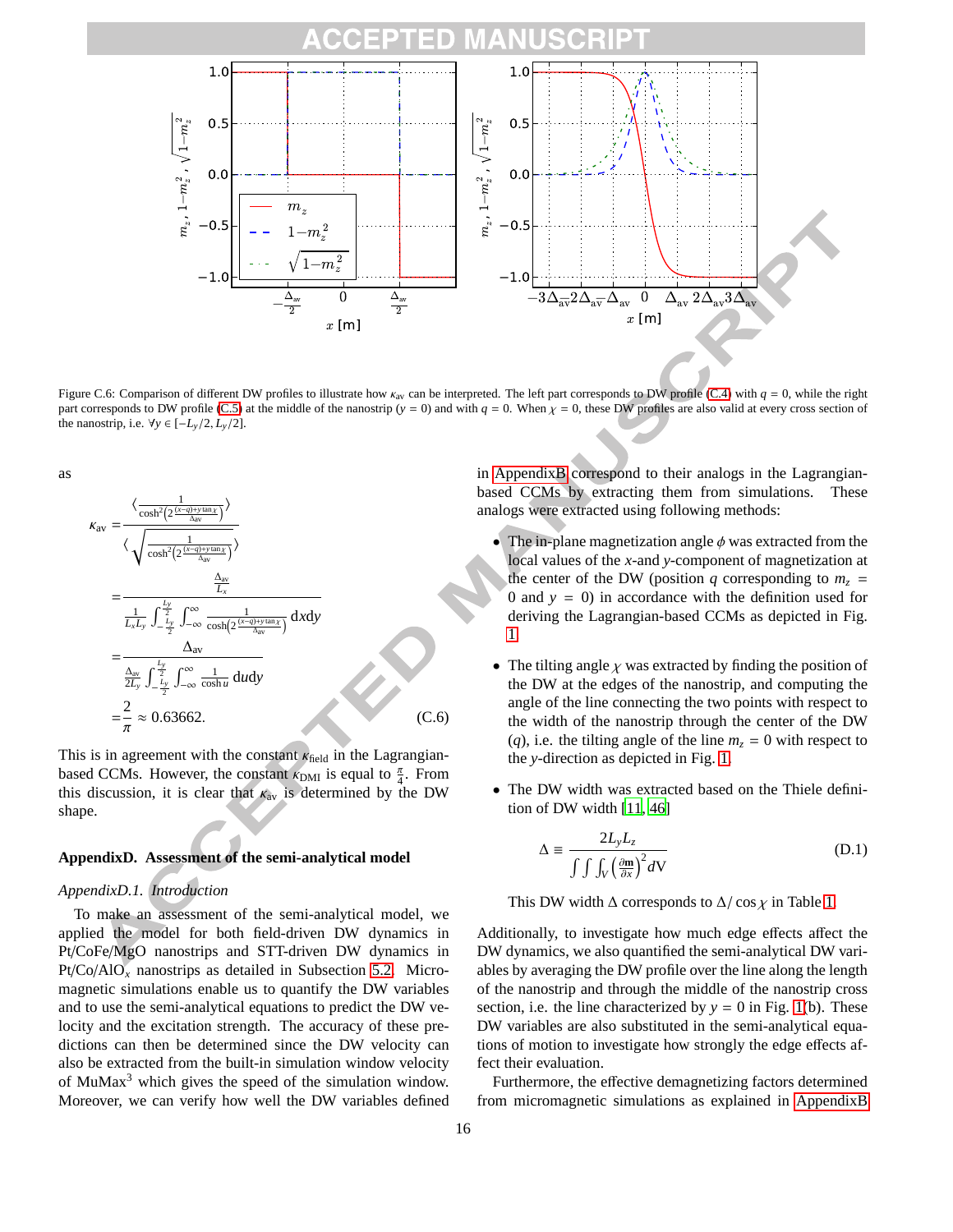Figure C.6: Comparison of different DW profiles to illustrate how $\kappa_{\text{av}}$ can be interpreted. The left part corresponds to DW profile (C.4) with $q = 0$, while the right part corresponds to DW profile (C.5) at the middle of the nanostrip ($y = 0$) and with $q = 0$. When $\chi = 0$, these DW profiles are also valid at every cross section of the nanostrip, i.e. $\forall y \in [-L_y/2, L_y/2]$.

as

$$
\begin{aligned}
\kappa_{\text{av}} &= \frac{\left\langle \frac{1}{\cosh^2\left(2\frac{(x-q)+y\tan\chi}{\Delta_{\text{av}}}\right)} \right\rangle}{\left\langle \sqrt{\frac{1}{\cosh^2\left(2\frac{(x-q)+y\tan\chi}{\Delta_{\text{av}}}\right)}} \right\rangle} \\
&= \frac{\frac{\Delta_{\text{av}}}{L_x}}{\frac{1}{L_x L_y}\int_{-\frac{L_y}{2}}^{\frac{L_y}{2}}\int_{-\infty}^{\infty} \frac{1}{\cosh\left(2\frac{(x-q)+y\tan\chi}{\Delta_{\text{av}}}\right)}\,\mathrm{d}x\mathrm{d}y} \\
&= \frac{\Delta_{\text{av}}}{\frac{\Delta_{\text{av}}}{2L_y}\int_{-\frac{L_y}{2}}^{\frac{L_y}{2}}\int_{-\infty}^{\infty} \frac{1}{\cosh u}\,\mathrm{d}u\mathrm{d}y} \\
&= \frac{2}{\pi} \approx 0.63662. \qquad \text{(C.6)}
\end{aligned}
$$

This is in agreement with the constant $\kappa_{\text{field}}$ in the Lagrangian-based CCMs. However, the constant $\kappa_{\text{DMI}}$ is equal to $\frac{\pi}{4}$. From this discussion, it is clear that $\kappa_{\text{av}}$ is determined by the DW shape.

## AppendixD. Assessment of the semi-analytical model

### *AppendixD.1. Introduction*

To make an assessment of the semi-analytical model, we applied the model for both field-driven DW dynamics in Pt/CoFe/MgO nanostrips and STT-driven DW dynamics in Pt/Co/AlO$_x$ nanostrips as detailed in Subsection 5.2. Micromagnetic simulations enable us to quantify the DW variables and to use the semi-analytical equations to predict the DW velocity and the excitation strength. The accuracy of these predictions can then be determined since the DW velocity can also be extracted from the built-in simulation window velocity of MuMax$^3$ which gives the speed of the simulation window. Moreover, we can verify how well the DW variables defined in AppendixB correspond to their analogs in the Lagrangian-based CCMs by extracting them from simulations. These analogs were extracted using following methods:

- The in-plane magnetization angle $\phi$ was extracted from the local values of the $x$-and $y$-component of magnetization at the center of the DW (position $q$ corresponding to $m_z = 0$ and $y = 0$) in accordance with the definition used for deriving the Lagrangian-based CCMs as depicted in Fig. 1.

- The tilting angle $\chi$ was extracted by finding the position of the DW at the edges of the nanostrip, and computing the angle of the line connecting the two points with respect to the width of the nanostrip through the center of the DW ($q$), i.e. the tilting angle of the line $m_z = 0$ with respect to the $y$-direction as depicted in Fig. 1.

- The DW width was extracted based on the Thiele definition of DW width [11, 46]

$$
\Delta \equiv \frac{2L_y L_z}{\int\int\int_V \left(\frac{\partial \mathbf{m}}{\partial x}\right)^2 \mathrm{d}V} \qquad \text{(D.1)}
$$

This DW width $\Delta$ corresponds to $\Delta/\cos\chi$ in Table 1.

Additionally, to investigate how much edge effects affect the DW dynamics, we also quantified the semi-analytical DW variables by averaging the DW profile over the line along the length of the nanostrip and through the middle of the nanostrip cross section, i.e. the line characterized by $y = 0$ in Fig. 1(b). These DW variables are also substituted in the semi-analytical equations of motion to investigate how strongly the edge effects affect their evaluation.

Furthermore, the effective demagnetizing factors determined from micromagnetic simulations as explained in AppendixB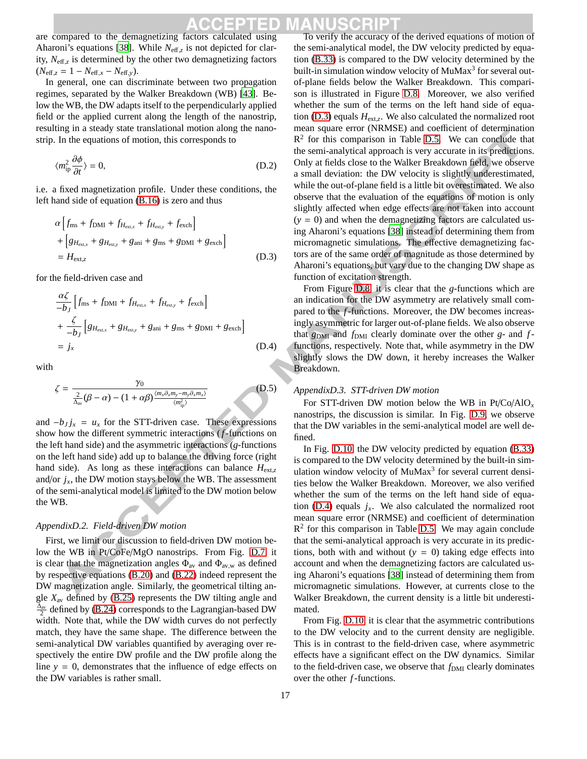are compared to the demagnetizing factors calculated using Aharoni's equations [38]. While $N_{\text{eff},z}$ is not depicted for clarity, $N_{\text{eff},z}$ is determined by the other two demagnetizing factors ($N_{\text{eff},z} = 1 - N_{\text{eff},x} - N_{\text{eff},y}$).

In general, one can discriminate between two propagation regimes, separated by the Walker Breakdown (WB) [43]. Below the WB, the DW adapts itself to the perpendicularly applied field or the applied current along the length of the nanostrip, resulting in a steady state translational motion along the nanostrip. In the equations of motion, this corresponds to

$$\langle m_{\text{ip}}^2 \frac{\partial \phi}{\partial t} \rangle = 0, \tag{D.2}$$

i.e. a fixed magnetization profile. Under these conditions, the left hand side of equation (B.16) is zero and thus

$$\begin{aligned} &\alpha \left[ f_{\text{ms}} + f_{\text{DMI}} + f_{H_{\text{ext},x}} + f_{H_{\text{ext},y}} + f_{\text{exch}} \right] \\ &+ \left[ g_{H_{\text{ext},x}} + g_{H_{\text{ext},y}} + g_{\text{ani}} + g_{\text{ms}} + g_{\text{DMI}} + g_{\text{exch}} \right] \\ &= H_{\text{ext},z} \end{aligned} \tag{D.3}$$

for the field-driven case and

$$\begin{aligned} &\frac{\alpha\zeta}{-b_J} \left[ f_{\text{ms}} + f_{\text{DMI}} + f_{H_{\text{ext},x}} + f_{H_{\text{ext},y}} + f_{\text{exch}} \right] \\ &+ \frac{\zeta}{-b_J} \left[ g_{H_{\text{ext},x}} + g_{H_{\text{ext},y}} + g_{\text{ani}} + g_{\text{ms}} + g_{\text{DMI}} + g_{\text{exch}} \right] \\ &= j_x \end{aligned} \tag{D.4}$$

with

$$\zeta = \frac{\gamma_0}{\frac{2}{\Delta_{\text{av}}}(\beta - \alpha) - (1 + \alpha\beta)\frac{\langle m_x \partial_x m_y - m_y \partial_x m_x \rangle}{\langle m_{\text{ip}}^2 \rangle}} \tag{D.5}$$

and $-b_J j_x = u_x$ for the STT-driven case. These expressions show how the different symmetric interactions ($f$-functions on the left hand side) and the asymmetric interactions ($g$-functions on the left hand side) add up to balance the driving force (right hand side). As long as these interactions can balance $H_{\text{ext},z}$ and/or $j_x$, the DW motion stays below the WB. The assessment of the semi-analytical model is limited to the DW motion below the WB.

### AppendixD.2. Field-driven DW motion

First, we limit our discussion to field-driven DW motion below the WB in Pt/CoFe/MgO nanostrips. From Fig. D.7 it is clear that the magnetization angles $\Phi_{\text{av}}$ and $\Phi_{\text{av,w}}$ as defined by respective equations (B.20) and (B.22) indeed represent the DW magnetization angle. Similarly, the geometrical tilting angle $X_{\text{av}}$ defined by (B.25) represents the DW tilting angle and $\frac{\Delta_{\text{av}}}{2}$ defined by (B.24) corresponds to the Lagrangian-based DW width. Note that, while the DW width curves do not perfectly match, they have the same shape. The difference between the semi-analytical DW variables quantified by averaging over respectively the entire DW profile and the DW profile along the line $y = 0$, demonstrates that the influence of edge effects on the DW variables is rather small.

To verify the accuracy of the derived equations of motion of the semi-analytical model, the DW velocity predicted by equation (B.33) is compared to the DW velocity determined by the built-in simulation window velocity of MuMax[3] for several out-of-plane fields below the Walker Breakdown. This comparison is illustrated in Figure D.8. Moreover, we also verified whether the sum of the terms on the left hand side of equation (D.3) equals $H_{\text{ext},z}$. We also calculated the normalized root mean square error (NRMSE) and coefficient of determination $R^2$ for this comparison in Table D.5. We can conclude that the semi-analytical approach is very accurate in its predictions. Only at fields close to the Walker Breakdown field, we observe a small deviation: the DW velocity is slightly underestimated, while the out-of-plane field is a little bit overestimated. We also observe that the evaluation of the equations of motion is only slightly affected when edge effects are not taken into account ($y = 0$) and when the demagnetizing factors are calculated using Aharoni's equations [38] instead of determining them from micromagnetic simulations. The effective demagnetizing factors are of the same order of magnitude as those determined by Aharoni's equations, but vary due to the changing DW shape as function of excitation strength.

From Figure D.8, it is clear that the $g$-functions which are an indication for the DW asymmetry are relatively small compared to the $f$-functions. Moreover, the DW becomes increasingly asymmetric for larger out-of-plane fields. We also observe that $g_{\text{DMI}}$ and $f_{\text{DMI}}$ clearly dominate over the other $g$- and $f$-functions, respectively. Note that, while asymmetry in the DW slightly slows the DW down, it hereby increases the Walker Breakdown.

### AppendixD.3. STT-driven DW motion

For STT-driven DW motion below the WB in Pt/Co/$AlO_x$ nanostrips, the discussion is similar. In Fig. D.9, we observe that the DW variables in the semi-analytical model are well defined.

In Fig. D.10, the DW velocity predicted by equation (B.33) is compared to the DW velocity determined by the built-in simulation window velocity of MuMax[3] for several current densities below the Walker Breakdown. Moreover, we also verified whether the sum of the terms on the left hand side of equation (D.4) equals $j_x$. We also calculated the normalized root mean square error (NRMSE) and coefficient of determination $R^2$ for this comparison in Table D.5. We may again conclude that the semi-analytical approach is very accurate in its predictions, both with and without ($y = 0$) taking edge effects into account and when the demagnetizing factors are calculated using Aharoni's equations [38] instead of determining them from micromagnetic simulations. However, at currents close to the Walker Breakdown, the current density is a little bit underestimated.

From Fig. D.10, it is clear that the asymmetric contributions to the DW velocity and to the current density are negligible. This is in contrast to the field-driven case, where asymmetric effects have a significant effect on the DW dynamics. Similar to the field-driven case, we observe that $f_{\text{DMI}}$ clearly dominates over the other $f$-functions.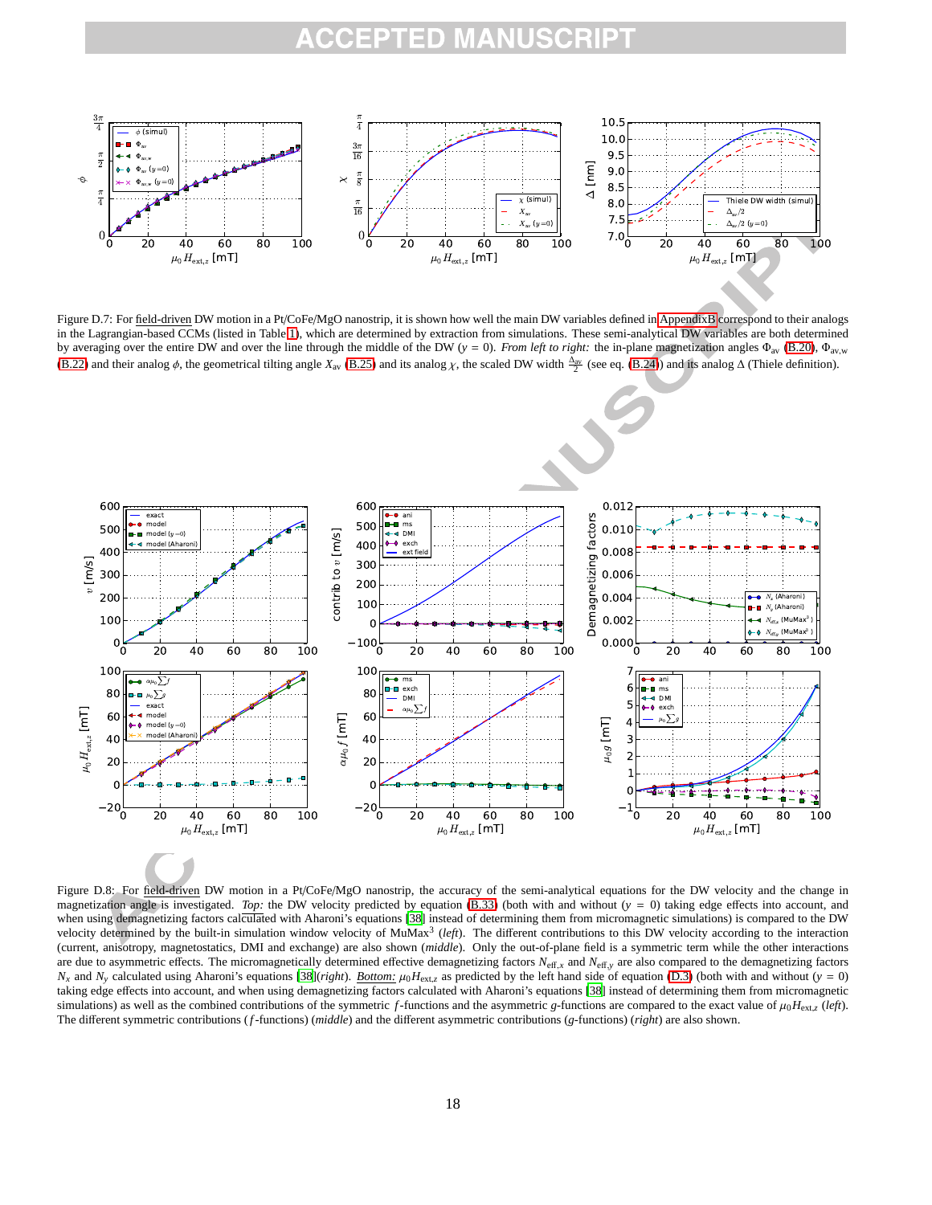Figure D.7: For field-driven DW motion in a Pt/CoFe/MgO nanostrip, it is shown how well the main DW variables defined in AppendixB correspond to their analogs in the Lagrangian-based CCMs (listed in Table 1), which are determined by extraction from simulations. These semi-analytical DW variables are both determined by averaging over the entire DW and over the line through the middle of the DW ($y = 0$). *From left to right:* the in-plane magnetization angles $\Phi_{\text{av}}$ (B.20), $\Phi_{\text{av,w}}$ (B.22) and their analog $\phi$, the geometrical tilting angle $X_{\text{av}}$ (B.25) and its analog $\chi$, the scaled DW width $\frac{\Delta_{\text{av}}}{2}$ (see eq. (B.24)) and its analog $\Delta$ (Thiele definition).

Figure D.8: For field-driven DW motion in a Pt/CoFe/MgO nanostrip, the accuracy of the semi-analytical equations for the DW velocity and the change in magnetization angle is investigated. *Top:* the DW velocity predicted by equation (B.33) (both with and without ($y = 0$) taking edge effects into account, and when using demagnetizing factors calculated with Aharoni's equations [38] instead of determining them from micromagnetic simulations) is compared to the DW velocity determined by the built-in simulation window velocity of MuMax$^3$ (*left*). The different contributions to this DW velocity according to the interaction (current, anisotropy, magnetostatics, DMI and exchange) are also shown (*middle*). Only the out-of-plane field is a symmetric term while the other interactions are due to asymmetric effects. The micromagnetically determined effective demagnetizing factors $N_{\text{eff},x}$ and $N_{\text{eff},y}$ are also compared to the demagnetizing factors $N_x$ and $N_y$ calculated using Aharoni's equations [38](*right*). *Bottom:* $\mu_0 H_{\text{ext},z}$ as predicted by the left hand side of equation (D.3) (both with and without ($y = 0$) taking edge effects into account, and when using demagnetizing factors calculated with Aharoni's equations [38] instead of determining them from micromagnetic simulations) as well as the combined contributions of the symmetric $f$-functions and the asymmetric $g$-functions are compared to the exact value of $\mu_0 H_{\text{ext},z}$ (*left*). The different symmetric contributions ($f$-functions) (*middle*) and the different asymmetric contributions ($g$-functions) (*right*) are also shown.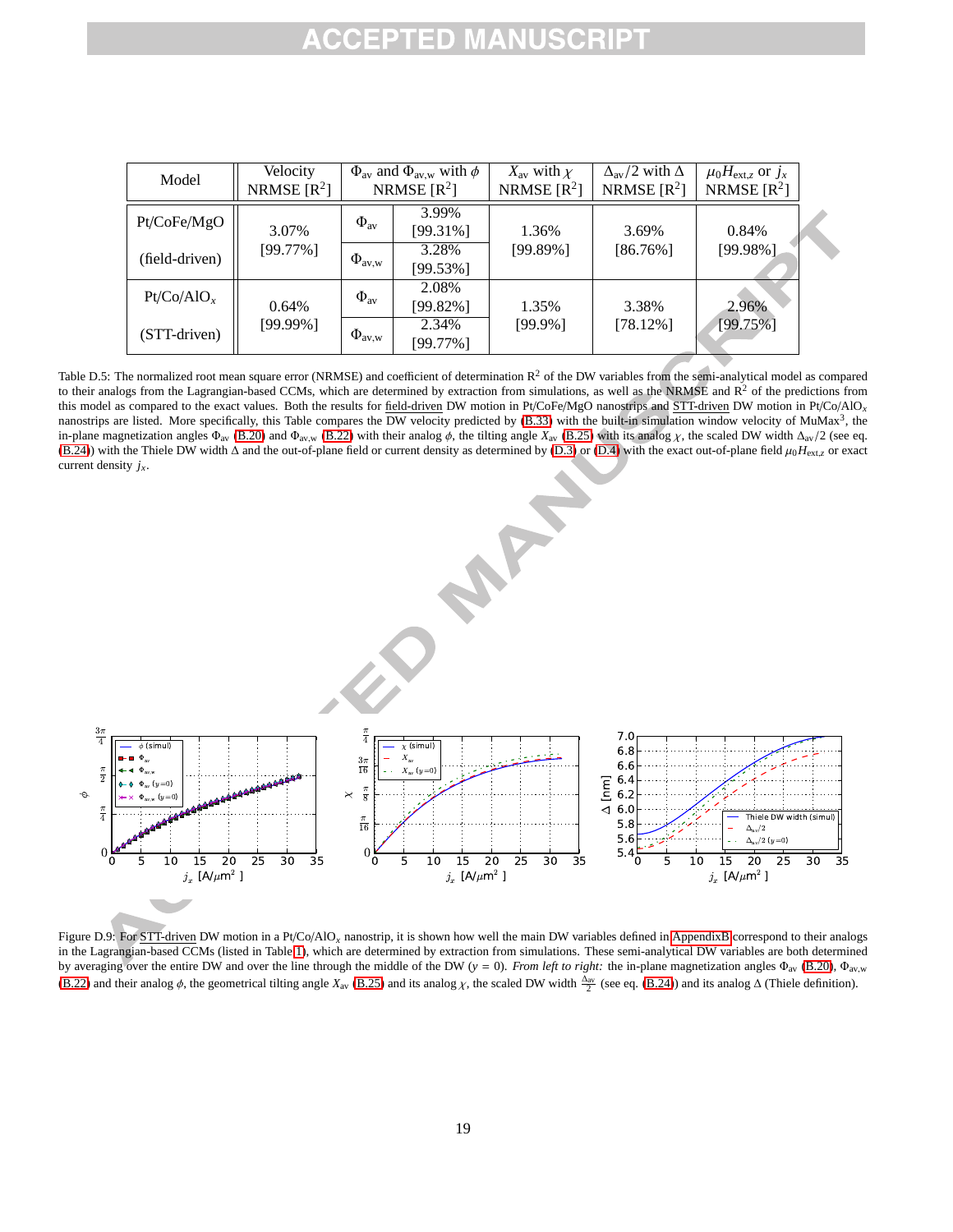| Model | Velocity NRMSE [$R^2$] | $\Phi_{av}$ and $\Phi_{av,w}$ with $\phi$ NRMSE [$R^2$] | | $X_{av}$ with $\chi$ NRMSE [$R^2$] | $\Delta_{av}/2$ with $\Delta$ NRMSE [$R^2$] | $\mu_0 H_{ext,z}$ or $j_x$ NRMSE [$R^2$] |
|---|---|---|---|---|---|---|
| Pt/CoFe/MgO (field-driven) | 3.07% [99.77%] | $\Phi_{av}$ | 3.99% [99.31%] | 1.36% [99.89%] | 3.69% [86.76%] | 0.84% [99.98%] |
| | | $\Phi_{av,w}$ | 3.28% [99.53%] | | | |
| Pt/Co/AlO$_x$ (STT-driven) | 0.64% [99.99%] | $\Phi_{av}$ | 2.08% [99.82%] | 1.35% [99.9%] | 3.38% [78.12%] | 2.96% [99.75%] |
| | | $\Phi_{av,w}$ | 2.34% [99.77%] | | | |

Table D.5: The normalized root mean square error (NRMSE) and coefficient of determination $R^2$ of the DW variables from the semi-analytical model as compared to their analogs from the Lagrangian-based CCMs, which are determined by extraction from simulations, as well as the NRMSE and $R^2$ of the predictions from this model as compared to the exact values. Both the results for field-driven DW motion in Pt/CoFe/MgO nanostrips and STT-driven DW motion in Pt/Co/AlO$_x$ nanostrips are listed. More specifically, this Table compares the DW velocity predicted by (B.33) with the built-in simulation window velocity of MuMax[3], the in-plane magnetization angles $\Phi_{av}$ (B.20) and $\Phi_{av,w}$ (B.22) with their analog $\phi$, the tilting angle $X_{av}$ (B.25) with its analog $\chi$, the scaled DW width $\Delta_{av}/2$ (see eq. (B.24)) with the Thiele DW width $\Delta$ and the out-of-plane field or current density as determined by (D.3) or (D.4) with the exact out-of-plane field $\mu_0 H_{ext,z}$ or exact current density $j_x$.

Figure D.9: For STT-driven DW motion in a Pt/Co/AlO$_x$ nanostrip, it is shown how well the main DW variables defined in AppendixB correspond to their analogs in the Lagrangian-based CCMs (listed in Table 1), which are determined by extraction from simulations. These semi-analytical DW variables are both determined by averaging over the entire DW and over the line through the middle of the DW ($y = 0$). *From left to right:* the in-plane magnetization angles $\Phi_{av}$ (B.20), $\Phi_{av,w}$ (B.22) and their analog $\phi$, the geometrical tilting angle $X_{av}$ (B.25) and its analog $\chi$, the scaled DW width $\frac{\Delta_{av}}{2}$ (see eq. (B.24)) and its analog $\Delta$ (Thiele definition).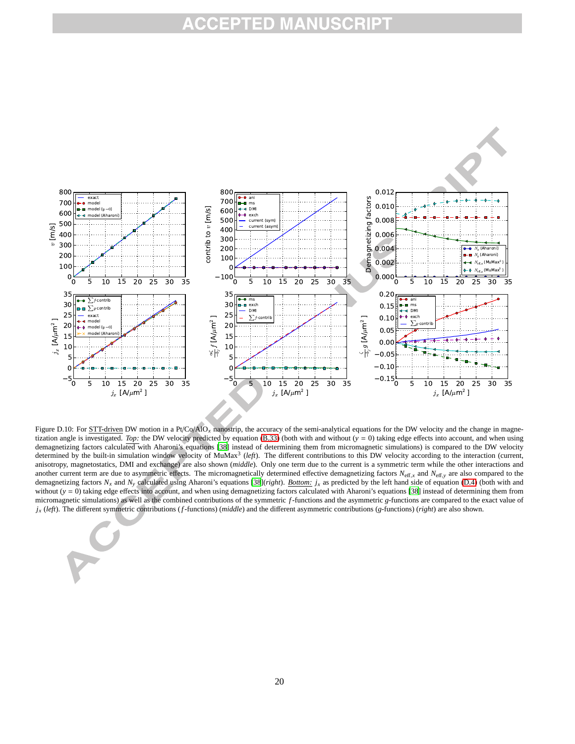Figure D.10: For STT-driven DW motion in a Pt/Co/AlO$_x$ nanostrip, the accuracy of the semi-analytical equations for the DW velocity and the change in magnetization angle is investigated. *Top:* the DW velocity predicted by equation (B.33) (both with and without ($y = 0$) taking edge effects into account, and when using demagnetizing factors calculated with Aharoni's equations [38] instead of determining them from micromagnetic simulations) is compared to the DW velocity determined by the built-in simulation window velocity of MuMax$^3$ (*left*). The different contributions to this DW velocity according to the interaction (current, anisotropy, magnetostatics, DMI and exchange) are also shown (*middle*). Only one term due to the current is a symmetric term while the other interactions and another current term are due to asymmetric effects. The micromagnetically determined effective demagnetizing factors $N_{\text{eff},x}$ and $N_{\text{eff},y}$ are also compared to the demagnetizing factors $N_x$ and $N_y$ calculated using Aharoni's equations [38](*right*). *Bottom:* $j_x$ as predicted by the left hand side of equation (D.4) (both with and without ($y = 0$) taking edge effects into account, and when using demagnetizing factors calculated with Aharoni's equations [38] instead of determining them from micromagnetic simulations) as well as the combined contributions of the symmetric $f$-functions and the asymmetric $g$-functions are compared to the exact value of $j_x$ (*left*). The different symmetric contributions ($f$-functions) (*middle*) and the different asymmetric contributions ($g$-functions) (*right*) are also shown.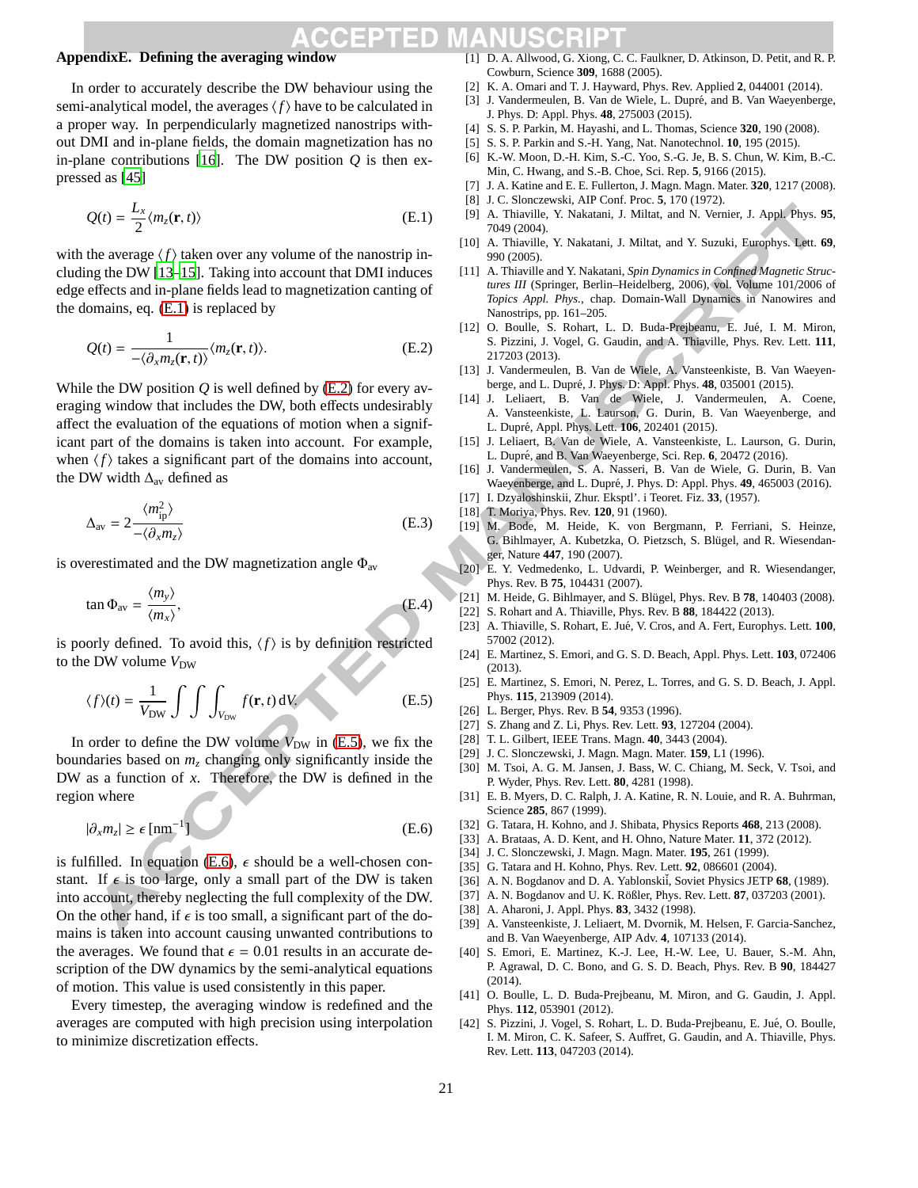## AppendixE. Defining the averaging window

In order to accurately describe the DW behaviour using the semi-analytical model, the averages $\langle f \rangle$ have to be calculated in a proper way. In perpendicularly magnetized nanostrips without DMI and in-plane fields, the domain magnetization has no in-plane contributions [16]. The DW position $Q$ is then expressed as [45]

$$Q(t) = \frac{L_x}{2} \langle m_z(\mathbf{r}, t) \rangle \tag{E.1}$$

with the average $\langle f \rangle$ taken over any volume of the nanostrip including the DW [13–15]. Taking into account that DMI induces edge effects and in-plane fields lead to magnetization canting of the domains, eq. (E.1) is replaced by

$$Q(t) = \frac{1}{-\langle \partial_x m_z(\mathbf{r}, t) \rangle} \langle m_z(\mathbf{r}, t) \rangle. \tag{E.2}$$

While the DW position $Q$ is well defined by (E.2) for every averaging window that includes the DW, both effects undesirably affect the evaluation of the equations of motion when a significant part of the domains is taken into account. For example, when $\langle f \rangle$ takes a significant part of the domains into account, the DW width $\Delta_{\text{av}}$ defined as

$$\Delta_{\text{av}} = 2 \frac{\langle m_{\text{ip}}^2 \rangle}{-\langle \partial_x m_z \rangle} \tag{E.3}$$

is overestimated and the DW magnetization angle $\Phi_{\text{av}}$

$$\tan \Phi_{\text{av}} = \frac{\langle m_y \rangle}{\langle m_x \rangle}, \tag{E.4}$$

is poorly defined. To avoid this, $\langle f \rangle$ is by definition restricted to the DW volume $V_{\text{DW}}$

$$\langle f \rangle(t) = \frac{1}{V_{\text{DW}}} \int \int \int_{V_{\text{DW}}} f(\mathbf{r}, t)\, \mathrm{d}V. \tag{E.5}$$

In order to define the DW volume $V_{\text{DW}}$ in (E.5), we fix the boundaries based on $m_z$ changing only significantly inside the DW as a function of $x$. Therefore, the DW is defined in the region where

$$|\partial_x m_z| \geq \epsilon\, [\text{nm}^{-1}] \tag{E.6}$$

is fulfilled. In equation (E.6), $\epsilon$ should be a well-chosen constant. If $\epsilon$ is too large, only a small part of the DW is taken into account, thereby neglecting the full complexity of the DW. On the other hand, if $\epsilon$ is too small, a significant part of the domains is taken into account causing unwanted contributions to the averages. We found that $\epsilon = 0.01$ results in an accurate description of the DW dynamics by the semi-analytical equations of motion. This value is used consistently in this paper.

Every timestep, the averaging window is redefined and the averages are computed with high precision using interpolation to minimize discretization effects.

[1] D. A. Allwood, G. Xiong, C. C. Faulkner, D. Atkinson, D. Petit, and R. P. Cowburn, Science **309**, 1688 (2005).

[2] K. A. Omari and T. J. Hayward, Phys. Rev. Applied **2**, 044001 (2014).

[3] J. Vandermeulen, B. Van de Wiele, L. Dupré, and B. Van Waeyenberge, J. Phys. D: Appl. Phys. **48**, 275003 (2015).

[4] S. S. P. Parkin, M. Hayashi, and L. Thomas, Science **320**, 190 (2008).

[5] S. S. P. Parkin and S.-H. Yang, Nat. Nanotechnol. **10**, 195 (2015).

[6] K.-W. Moon, D.-H. Kim, S.-C. Yoo, S.-G. Je, B. S. Chun, W. Kim, B.-C. Min, C. Hwang, and S.-B. Choe, Sci. Rep. **5**, 9166 (2015).

[7] J. A. Katine and E. E. Fullerton, J. Magn. Magn. Mater. **320**, 1217 (2008).

[8] J. C. Slonczewski, AIP Conf. Proc. **5**, 170 (1972).

[9] A. Thiaville, Y. Nakatani, J. Miltat, and N. Vernier, J. Appl. Phys. **95**, 7049 (2004).

[10] A. Thiaville, Y. Nakatani, J. Miltat, and Y. Suzuki, Europhys. Lett. **69**, 990 (2005).

[11] A. Thiaville and Y. Nakatani, *Spin Dynamics in Confined Magnetic Structures III* (Springer, Berlin–Heidelberg, 2006), vol. Volume 101/2006 of *Topics Appl. Phys.*, chap. Domain-Wall Dynamics in Nanowires and Nanostrips, pp. 161–205.

[12] O. Boulle, S. Rohart, L. D. Buda-Prejbeanu, E. Jué, I. M. Miron, S. Pizzini, J. Vogel, G. Gaudin, and A. Thiaville, Phys. Rev. Lett. **111**, 217203 (2013).

[13] J. Vandermeulen, B. Van de Wiele, A. Vansteenkiste, B. Van Waeyenberge, and L. Dupré, J. Phys. D: Appl. Phys. **48**, 035001 (2015).

[14] J. Leliaert, B. Van de Wiele, J. Vandermeulen, A. Coene, A. Vansteenkiste, L. Laurson, G. Durin, B. Van Waeyenberge, and L. Dupré, Appl. Phys. Lett. **106**, 202401 (2015).

[15] J. Leliaert, B. Van de Wiele, A. Vansteenkiste, L. Laurson, G. Durin, L. Dupré, and B. Van Waeyenberge, Sci. Rep. **6**, 20472 (2016).

[16] J. Vandermeulen, S. A. Nasseri, B. Van de Wiele, G. Durin, B. Van Waeyenberge, and L. Dupré, J. Phys. D: Appl. Phys. **49**, 465003 (2016).

[17] I. Dzyaloshinskii, Zhur. Eksptl'. i Teoret. Fiz. **33**, (1957).

[18] T. Moriya, Phys. Rev. **120**, 91 (1960).

[19] M. Bode, M. Heide, K. von Bergmann, P. Ferriani, S. Heinze, G. Bihlmayer, A. Kubetzka, O. Pietzsch, S. Blügel, and R. Wiesendanger, Nature **447**, 190 (2007).

[20] E. Y. Vedmedenko, L. Udvardi, P. Weinberger, and R. Wiesendanger, Phys. Rev. B **75**, 104431 (2007).

[21] M. Heide, G. Bihlmayer, and S. Blügel, Phys. Rev. B **78**, 140403 (2008).

[22] S. Rohart and A. Thiaville, Phys. Rev. B **88**, 184422 (2013).

[23] A. Thiaville, S. Rohart, E. Jué, V. Cros, and A. Fert, Europhys. Lett. **100**, 57002 (2012).

[24] E. Martinez, S. Emori, and G. S. D. Beach, Appl. Phys. Lett. **103**, 072406 (2013).

[25] E. Martinez, S. Emori, N. Perez, L. Torres, and G. S. D. Beach, J. Appl. Phys. **115**, 213909 (2014).

[26] L. Berger, Phys. Rev. B **54**, 9353 (1996).

[27] S. Zhang and Z. Li, Phys. Rev. Lett. **93**, 127204 (2004).

[28] T. L. Gilbert, IEEE Trans. Magn. **40**, 3443 (2004).

[29] J. C. Slonczewski, J. Magn. Magn. Mater. **159**, L1 (1996).

[30] M. Tsoi, A. G. M. Jansen, J. Bass, W. C. Chiang, M. Seck, V. Tsoi, and P. Wyder, Phys. Rev. Lett. **80**, 4281 (1998).

[31] E. B. Myers, D. C. Ralph, J. A. Katine, R. N. Louie, and R. A. Buhrman, Science **285**, 867 (1999).

[32] G. Tatara, H. Kohno, and J. Shibata, Physics Reports **468**, 213 (2008).

[33] A. Brataas, A. D. Kent, and H. Ohno, Nature Mater. **11**, 372 (2012).

[34] J. C. Slonczewski, J. Magn. Magn. Mater. **195**, 261 (1999).

[35] G. Tatara and H. Kohno, Phys. Rev. Lett. **92**, 086601 (2004).

[36] A. N. Bogdanov and D. A. Yablonskiĭ, Soviet Physics JETP **68**, (1989).

[37] A. N. Bogdanov and U. K. Rößler, Phys. Rev. Lett. **87**, 037203 (2001).

[38] A. Aharoni, J. Appl. Phys. **83**, 3432 (1998).

[39] A. Vansteenkiste, J. Leliaert, M. Dvornik, M. Helsen, F. Garcia-Sanchez, and B. Van Waeyenberge, AIP Adv. **4**, 107133 (2014).

[40] S. Emori, E. Martinez, K.-J. Lee, H.-W. Lee, U. Bauer, S.-M. Ahn, P. Agrawal, D. C. Bono, and G. S. D. Beach, Phys. Rev. B **90**, 184427 (2014).

[41] O. Boulle, L. D. Buda-Prejbeanu, M. Miron, and G. Gaudin, J. Appl. Phys. **112**, 053901 (2012).

[42] S. Pizzini, J. Vogel, S. Rohart, L. D. Buda-Prejbeanu, E. Jué, O. Boulle, I. M. Miron, C. K. Safeer, S. Auffret, G. Gaudin, and A. Thiaville, Phys. Rev. Lett. **113**, 047203 (2014).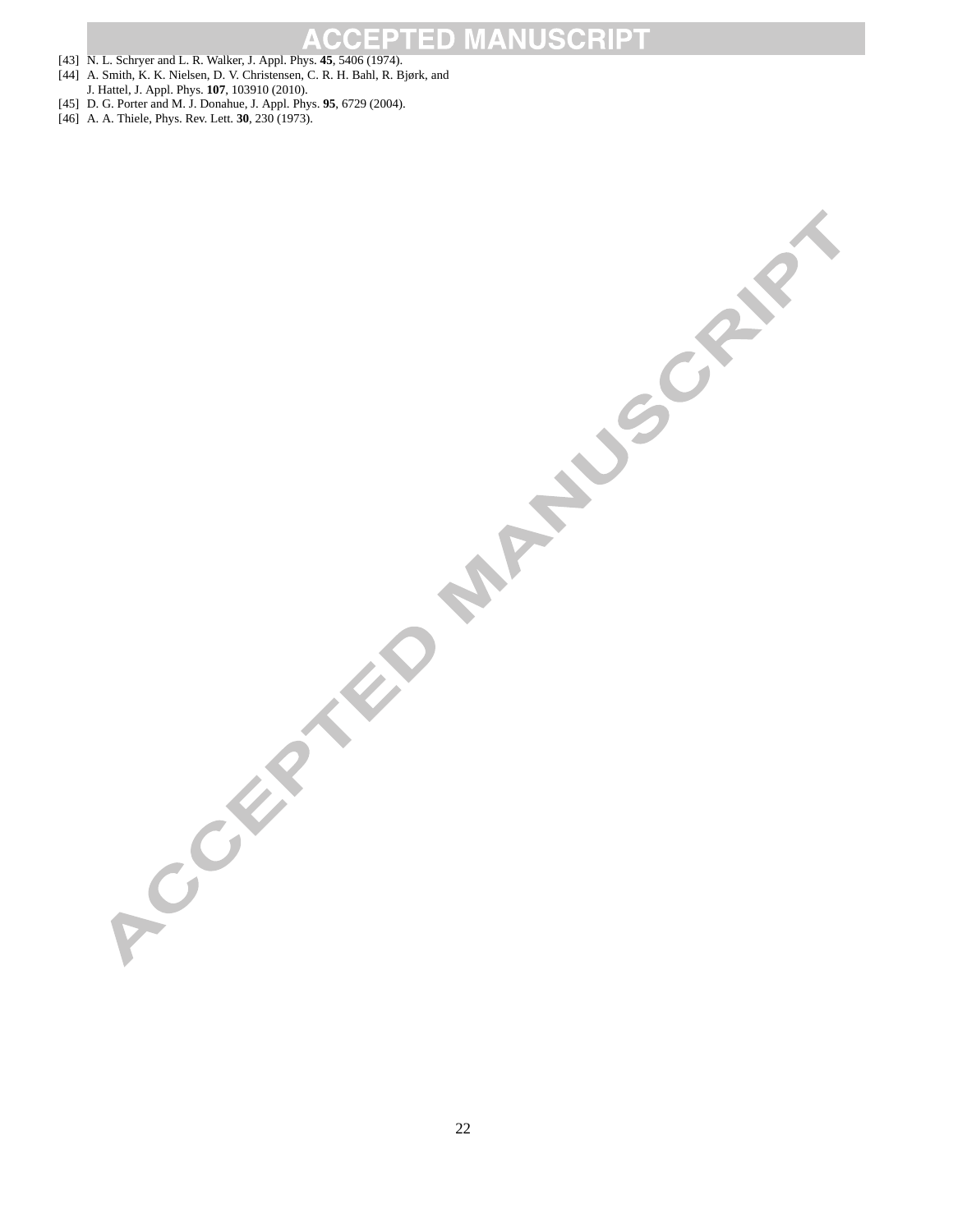[43] N. L. Schryer and L. R. Walker, J. Appl. Phys. **45**, 5406 (1974).

[44] A. Smith, K. K. Nielsen, D. V. Christensen, C. R. H. Bahl, R. Bjørk, and J. Hattel, J. Appl. Phys. **107**, 103910 (2010).

[45] D. G. Porter and M. J. Donahue, J. Appl. Phys. **95**, 6729 (2004).

[46] A. A. Thiele, Phys. Rev. Lett. **30**, 230 (1973).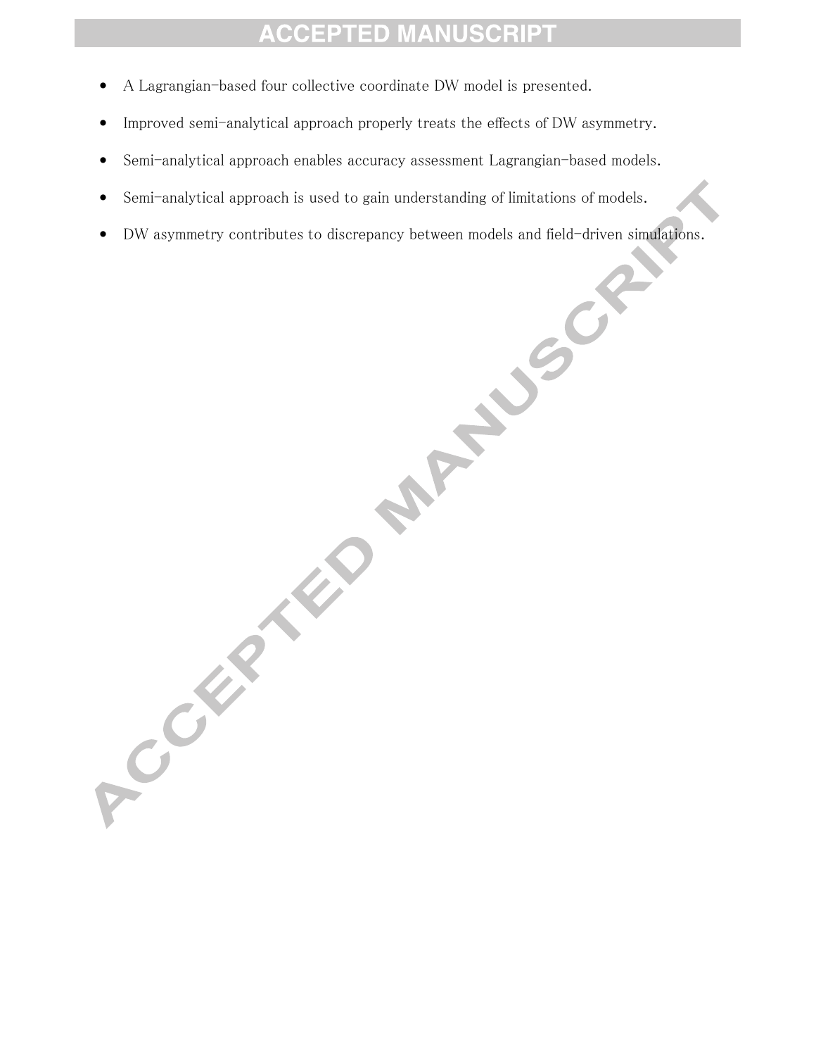- A Lagrangian-based four collective coordinate DW model is presented.
- Improved semi-analytical approach properly treats the effects of DW asymmetry.
- Semi-analytical approach enables accuracy assessment Lagrangian-based models.
- Semi-analytical approach is used to gain understanding of limitations of models.
- DW asymmetry contributes to discrepancy between models and field-driven simulations.